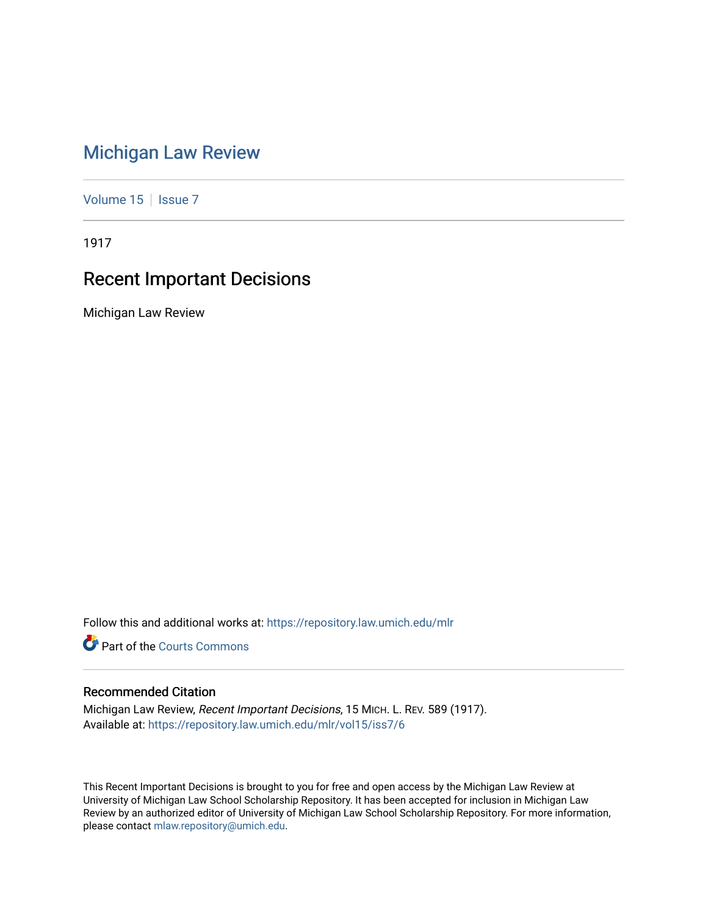# Michigan Law Review

Volume 15 | Issue 7

1917

## Recent Important Decisions

Michigan Law Review

Follow this and additional works at: https://repository.law.umich.edu/mlr

Part of the Courts Commons

### Recommended Citation

Michigan Law Review, *Recent Important Decisions*, 15 MICH. L. REV. 589 (1917).
Available at: https://repository.law.umich.edu/mlr/vol15/iss7/6

This Recent Important Decisions is brought to you for free and open access by the Michigan Law Review at University of Michigan Law School Scholarship Repository. It has been accepted for inclusion in Michigan Law Review by an authorized editor of University of Michigan Law School Scholarship Repository. For more information, please contact mlaw.repository@umich.edu.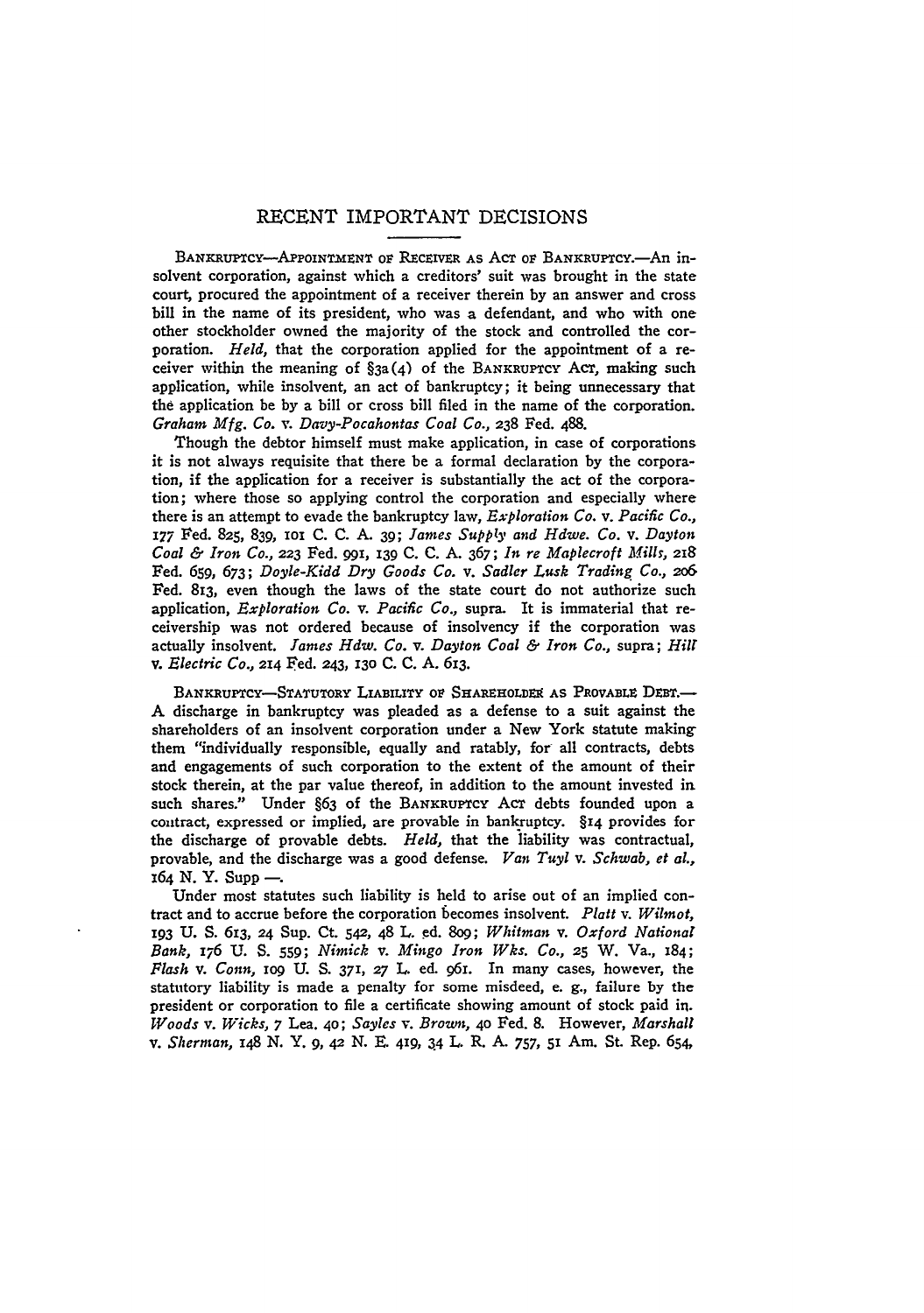## RECENT IMPORTANT DECISIONS

BANKRUPTCY—APPOINTMENT OF RECEIVER AS ACT OF BANKRUPTCY.—An insolvent corporation, against which a creditors' suit was brought in the state court, procured the appointment of a receiver therein by an answer and cross bill in the name of its president, who was a defendant, and who with one other stockholder owned the majority of the stock and controlled the corporation. *Held*, that the corporation applied for the appointment of a receiver within the meaning of §3a(4) of the BANKRUPTCY ACT, making such application, while insolvent, an act of bankruptcy; it being unnecessary that the application be by a bill or cross bill filed in the name of the corporation. *Graham Mfg. Co.* v. *Davy-Pocahontas Coal Co.*, 238 Fed. 488.

Though the debtor himself must make application, in case of corporations it is not always requisite that there be a formal declaration by the corporation, if the application for a receiver is substantially the act of the corporation; where those so applying control the corporation and especially where there is an attempt to evade the bankruptcy law, *Exploration Co.* v. *Pacific Co.*, 177 Fed. 825, 839, 101 C. C. A. 39; *James Supply and Hdwe. Co.* v. *Dayton Coal & Iron Co.*, 223 Fed. 991, 139 C. C. A. 367; *In re Maplecroft Mills*, 218 Fed. 659, 673; *Doyle-Kidd Dry Goods Co.* v. *Sadler Lusk Trading Co.*, 206 Fed. 813, even though the laws of the state court do not authorize such application, *Exploration Co.* v. *Pacific Co.*, supra. It is immaterial that receivership was not ordered because of insolvency if the corporation was actually insolvent. *James Hdw. Co.* v. *Dayton Coal & Iron Co.*, supra; *Hill* v. *Electric Co.*, 214 Fed. 243, 130 C. C. A. 613.

BANKRUPTCY—STATUTORY LIABILITY OF SHAREHOLDER AS PROVABLE DEBT.—A discharge in bankruptcy was pleaded as a defense to a suit against the shareholders of an insolvent corporation under a New York statute making them "individually responsible, equally and ratably, for all contracts, debts and engagements of such corporation to the extent of the amount of their stock therein, at the par value thereof, in addition to the amount invested in such shares." Under §63 of the BANKRUPTCY ACT debts founded upon a contract, expressed or implied, are provable in bankruptcy. §14 provides for the discharge of provable debts. *Held*, that the liability was contractual, provable, and the discharge was a good defense. *Van Tuyl* v. *Schwab, et al.*, 164 N. Y. Supp —.

Under most statutes such liability is held to arise out of an implied contract and to accrue before the corporation becomes insolvent. *Platt* v. *Wilmot*, 193 U. S. 613, 24 Sup. Ct. 542, 48 L. ed. 809; *Whitman* v. *Oxford National Bank*, 176 U. S. 559; *Nimick* v. *Mingo Iron Wks. Co.*, 25 W. Va., 184; *Flash* v. *Conn*, 109 U. S. 371, 27 L. ed. 961. In many cases, however, the statutory liability is made a penalty for some misdeed, e. g., failure by the president or corporation to file a certificate showing amount of stock paid in. *Woods* v. *Wicks*, 7 Lea. 40; *Sayles* v. *Brown*, 40 Fed. 8. However, *Marshall* v. *Sherman*, 148 N. Y. 9, 42 N. E. 419, 34 L. R. A. 757, 51 Am. St. Rep. 654,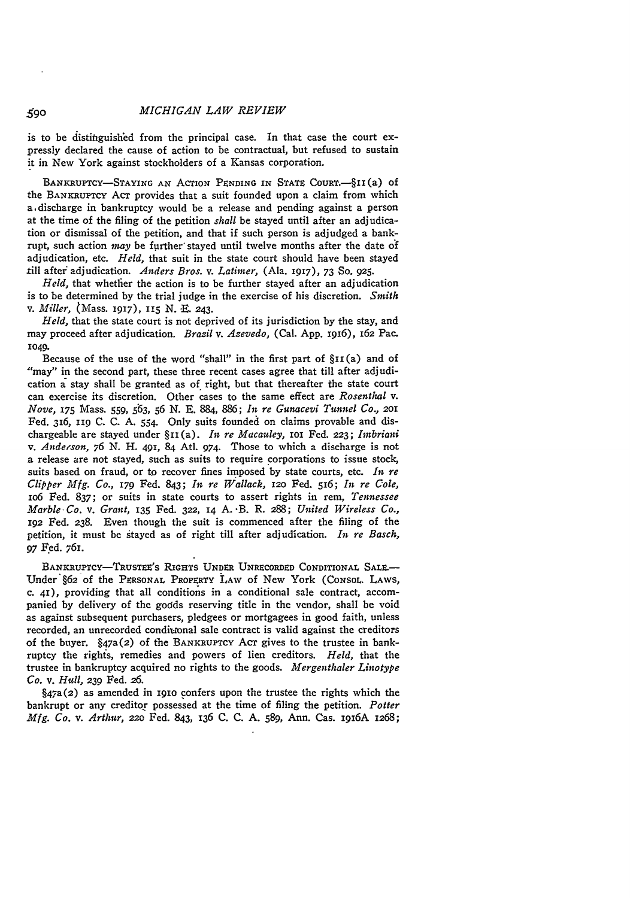is to be distinguished from the principal case. In that case the court expressly declared the cause of action to be contractual, but refused to sustain it in New York against stockholders of a Kansas corporation.

BANKRUPTCY—STAYING AN ACTION PENDING IN STATE COURT.—§11(a) of the BANKRUPTCY ACT provides that a suit founded upon a claim from which a discharge in bankruptcy would be a release and pending against a person at the time of the filing of the petition *shall* be stayed until after an adjudication or dismissal of the petition, and that if such person is adjudged a bankrupt, such action *may* be further stayed until twelve months after the date of adjudication, etc. *Held,* that suit in the state court should have been stayed till after adjudication. *Anders Bros.* v. *Latimer,* (Ala. 1917), 73 So. 925.

*Held,* that whether the action is to be further stayed after an adjudication is to be determined by the trial judge in the exercise of his discretion. *Smith* v. *Miller,* (Mass. 1917), 115 N. E. 243.

*Held,* that the state court is not deprived of its jurisdiction by the stay, and may proceed after adjudication. *Brazil* v. *Azevedo,* (Cal. App. 1916), 162 Pac. 1049.

Because of the use of the word "shall" in the first part of §11(a) and of "may" in the second part, these three recent cases agree that till after adjudication a stay shall be granted as of right, but that thereafter the state court can exercise its discretion. Other cases to the same effect are *Rosenthal* v. *Nove,* 175 Mass. 559, 563, 56 N. E. 884, 886; *In re Gunacevi Tunnel Co.,* 201 Fed. 316, 119 C. C. A. 554. Only suits founded on claims provable and dischargeable are stayed under §11(a). *In re Macauley,* 101 Fed. 223; *Imbriani* v. *Anderson,* 76 N. H. 491, 84 Atl. 974. Those to which a discharge is not a release are not stayed, such as suits to require corporations to issue stock, suits based on fraud, or to recover fines imposed by state courts, etc. *In re Clipper Mfg. Co.,* 179 Fed. 843; *In re Wallack,* 120 Fed. 516; *In re Cole,* 106 Fed. 837; or suits in state courts to assert rights in rem, *Tennessee Marble Co.* v. *Grant,* 135 Fed. 322, 14 A. B. R. 288; *United Wireless Co.,* 192 Fed. 238. Even though the suit is commenced after the filing of the petition, it must be stayed as of right till after adjudication. *In re Basch,* 97 Fed. 761.

BANKRUPTCY—TRUSTEE'S RIGHTS UNDER UNRECORDED CONDITIONAL SALE.—Under §62 of the PERSONAL PROPERTY LAW of New York (CONSOL. LAWS, c. 41), providing that all conditions in a conditional sale contract, accompanied by delivery of the goods reserving title in the vendor, shall be void as against subsequent purchasers, pledgees or mortgagees in good faith, unless recorded, an unrecorded conditional sale contract is valid against the creditors of the buyer. §47a(2) of the BANKRUPTCY ACT gives to the trustee in bankruptcy the rights, remedies and powers of lien creditors. *Held,* that the trustee in bankruptcy acquired no rights to the goods. *Mergenthaler Linotype Co.* v. *Hull,* 239 Fed. 26.

§47a(2) as amended in 1910 confers upon the trustee the rights which the bankrupt or any creditor possessed at the time of filing the petition. *Potter Mfg. Co.* v. *Arthur,* 220 Fed. 843, 136 C. C. A. 589, Ann. Cas. 1916A 1268;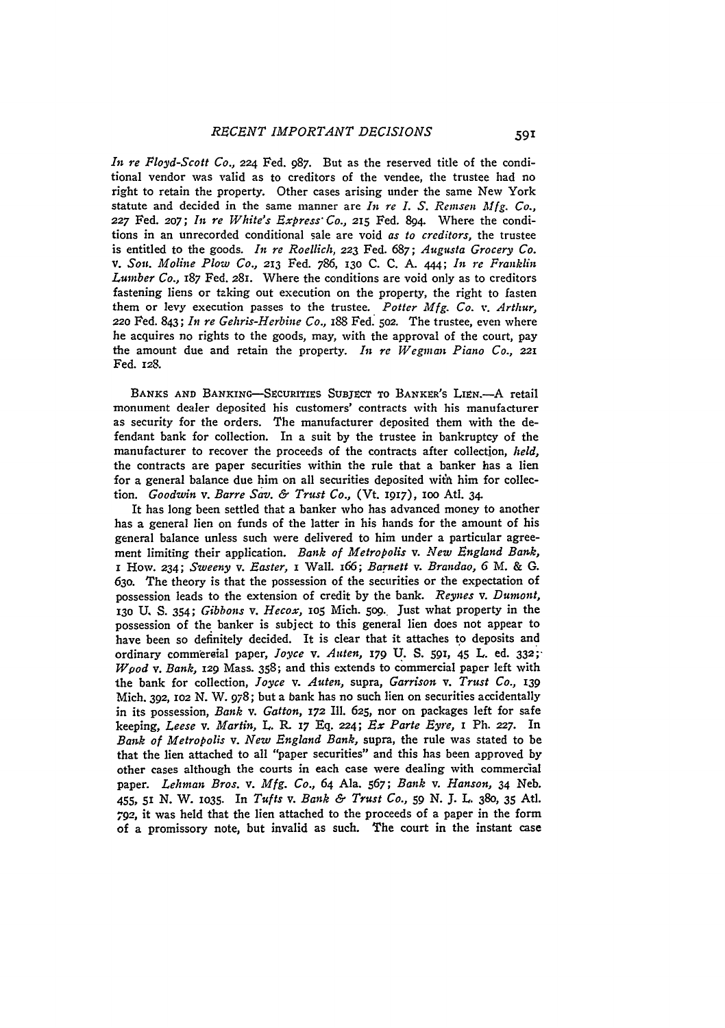*In re Floyd-Scott Co.*, 224 Fed. 987. But as the reserved title of the conditional vendor was valid as to creditors of the vendee, the trustee had no right to retain the property. Other cases arising under the same New York statute and decided in the same manner are *In re I. S. Remsen Mfg. Co.*, 227 Fed. 207; *In re White's Express Co.*, 215 Fed. 894. Where the conditions in an unrecorded conditional sale are void *as to creditors*, the trustee is entitled to the goods. *In re Roellich*, 223 Fed. 687; *Augusta Grocery Co. v. Sou. Moline Plow Co.*, 213 Fed. 786, 130 C. C. A. 444; *In re Franklin Lumber Co.*, 187 Fed. 281. Where the conditions are void only as to creditors fastening liens or taking out execution on the property, the right to fasten them or levy execution passes to the trustee. *Potter Mfg. Co. v. Arthur*, 220 Fed. 843; *In re Gehris-Herbine Co.*, 188 Fed. 502. The trustee, even where he acquires no rights to the goods, may, with the approval of the court, pay the amount due and retain the property. *In re Wegman Piano Co.*, 221 Fed. 128.

BANKS AND BANKING—SECURITIES SUBJECT TO BANKER'S LIEN.—A retail monument dealer deposited his customers' contracts with his manufacturer as security for the orders. The manufacturer deposited them with the defendant bank for collection. In a suit by the trustee in bankruptcy of the manufacturer to recover the proceeds of the contracts after collection, *held*, the contracts are paper securities within the rule that a banker has a lien for a general balance due him on all securities deposited with him for collection. *Goodwin v. Barre Sav. & Trust Co.*, (Vt. 1917), 100 Atl. 34.

It has long been settled that a banker who has advanced money to another has a general lien on funds of the latter in his hands for the amount of his general balance unless such were delivered to him under a particular agreement limiting their application. *Bank of Metropolis v. New England Bank*, 1 How. 234; *Sweeny v. Easter*, 1 Wall. 166; *Barnett v. Brandao*, 6 M. & G. 630. The theory is that the possession of the securities or the expectation of possession leads to the extension of credit by the bank. *Reynes v. Dumont*, 130 U. S. 354; *Gibbons v. Hecox*, 105 Mich. 509. Just what property in the possession of the banker is subject to this general lien does not appear to have been so definitely decided. It is clear that it attaches to deposits and ordinary commercial paper, *Joyce v. Auten*, 179 U. S. 591, 45 L. ed. 332; *Wood v. Bank*, 129 Mass. 358; and this extends to commercial paper left with the bank for collection, *Joyce v. Auten*, supra, *Garrison v. Trust Co.*, 139 Mich. 392, 102 N. W. 978; but a bank has no such lien on securities accidentally in its possession, *Bank v. Gatton*, 172 Ill. 625, nor on packages left for safe keeping, *Leese v. Martin*, L. R. 17 Eq. 224; *Ex Parte Eyre*, 1 Ph. 227. In *Bank of Metropolis v. New England Bank*, supra, the rule was stated to be that the lien attached to all "paper securities" and this has been approved by other cases although the courts in each case were dealing with commercial paper. *Lehman Bros. v. Mfg. Co.*, 64 Ala. 567; *Bank v. Hanson*, 34 Neb. 455, 51 N. W. 1035. In *Tufts v. Bank & Trust Co.*, 59 N. J. L. 380, 35 Atl. 792, it was held that the lien attached to the proceeds of a paper in the form of a promissory note, but invalid as such. The court in the instant case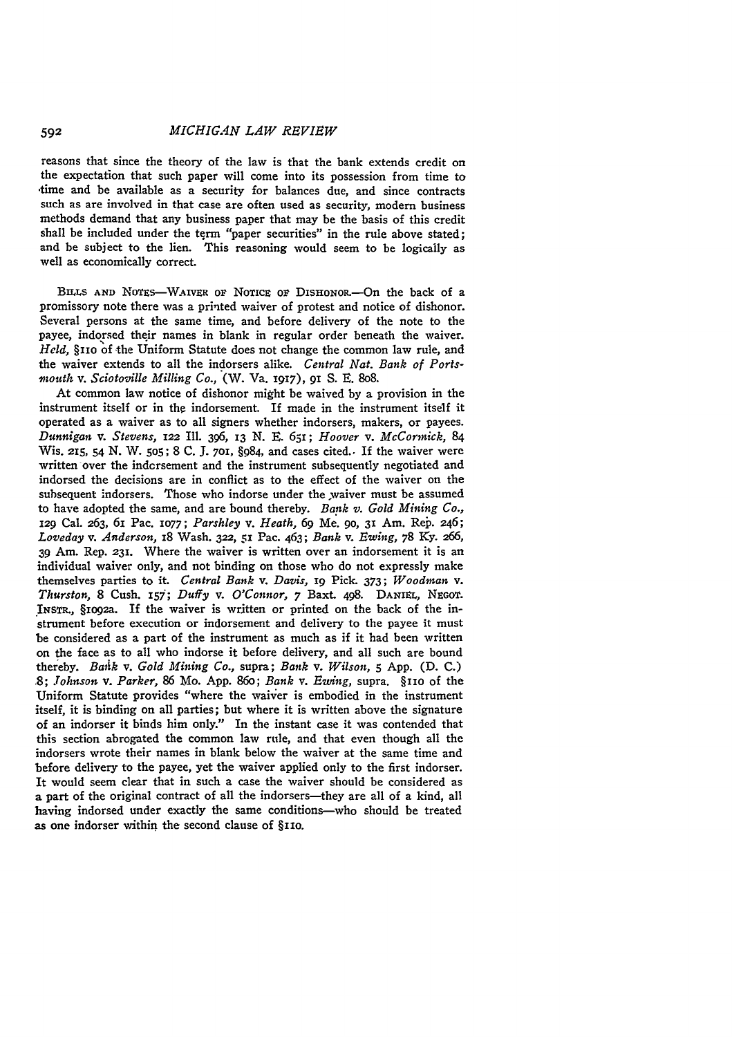reasons that since the theory of the law is that the bank extends credit on the expectation that such paper will come into its possession from time to time and be available as a security for balances due, and since contracts such as are involved in that case are often used as security, modern business methods demand that any business paper that may be the basis of this credit shall be included under the term "paper securities" in the rule above stated; and be subject to the lien. This reasoning would seem to be logically as well as economically correct.

BILLS AND NOTES—WAIVER OF NOTICE OF DISHONOR.—On the back of a promissory note there was a printed waiver of protest and notice of dishonor. Several persons at the same time, and before delivery of the note to the payee, indorsed their names in blank in regular order beneath the waiver. *Held*, §110 of the Uniform Statute does not change the common law rule, and the waiver extends to all the indorsers alike. *Central Nat. Bank of Portsmouth* v. *Sciotoville Milling Co.*, (W. Va. 1917), 91 S. E. 808.

At common law notice of dishonor might be waived by a provision in the instrument itself or in the indorsement. If made in the instrument itself it operated as a waiver as to all signers whether indorsers, makers, or payees. *Dunnigan* v. *Stevens*, 122 Ill. 396, 13 N. E. 651; *Hoover* v. *McCormick*, 84 Wis. 215, 54 N. W. 505; 8 C. J. 701, §984, and cases cited. If the waiver were written over the indorsement and the instrument subsequently negotiated and indorsed the decisions are in conflict as to the effect of the waiver on the subsequent indorsers. Those who indorse under the waiver must be assumed to have adopted the same, and are bound thereby. *Bank v. Gold Mining Co.*, 129 Cal. 263, 61 Pac. 1077; *Parshley* v. *Heath*, 69 Me. 90, 31 Am. Rep. 246; *Loveday* v. *Anderson*, 18 Wash. 322, 51 Pac. 463; *Bank* v. *Ewing*, 78 Ky. 266, 39 Am. Rep. 231. Where the waiver is written over an indorsement it is an individual waiver only, and not binding on those who do not expressly make themselves parties to it. *Central Bank* v. *Davis*, 19 Pick. 373; *Woodman* v. *Thurston*, 8 Cush. 157; *Duffy* v. *O'Connor*, 7 Baxt. 498. DANIEL, NEGOT. INSTR., §1092a. If the waiver is written or printed on the back of the instrument before execution or indorsement and delivery to the payee it must be considered as a part of the instrument as much as if it had been written on the face as to all who indorse it before delivery, and all such are bound thereby. *Bank* v. *Gold Mining Co.*, supra; *Bank* v. *Wilson*, 5 App. (D. C.) 8; *Johnson* v. *Parker*, 86 Mo. App. 860; *Bank* v. *Ewing*, supra. §110 of the Uniform Statute provides "where the waiver is embodied in the instrument itself, it is binding on all parties; but where it is written above the signature of an indorser it binds him only." In the instant case it was contended that this section abrogated the common law rule, and that even though all the indorsers wrote their names in blank below the waiver at the same time and before delivery to the payee, yet the waiver applied only to the first indorser. It would seem clear that in such a case the waiver should be considered as a part of the original contract of all the indorsers—they are all of a kind, all having indorsed under exactly the same conditions—who should be treated as one indorser within the second clause of §110.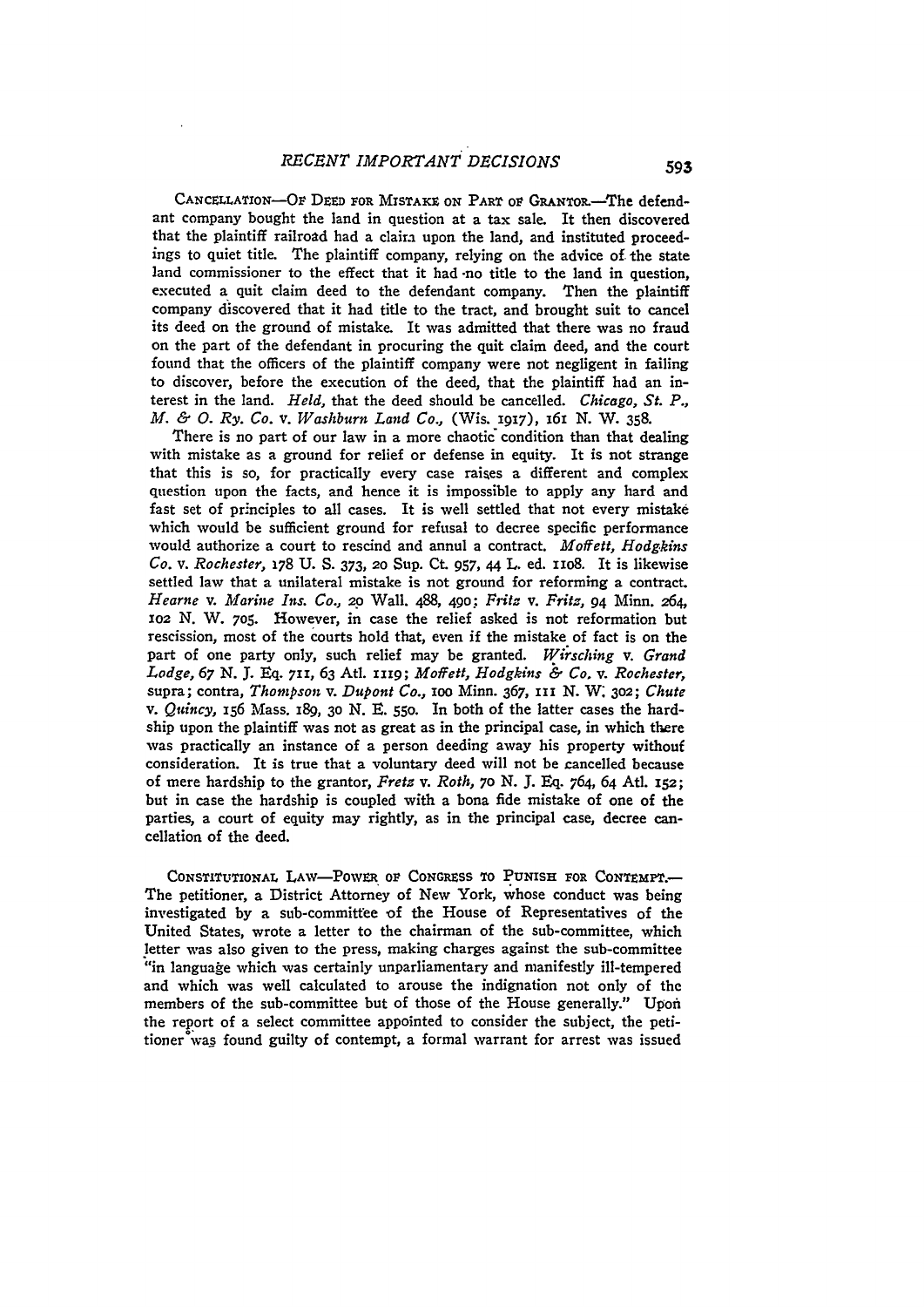CANCELLATION—OF DEED FOR MISTAKE ON PART OF GRANTOR.—The defendant company bought the land in question at a tax sale. It then discovered that the plaintiff railroad had a claim upon the land, and instituted proceedings to quiet title. The plaintiff company, relying on the advice of the state land commissioner to the effect that it had no title to the land in question, executed a quit claim deed to the defendant company. Then the plaintiff company discovered that it had title to the tract, and brought suit to cancel its deed on the ground of mistake. It was admitted that there was no fraud on the part of the defendant in procuring the quit claim deed, and the court found that the officers of the plaintiff company were not negligent in failing to discover, before the execution of the deed, that the plaintiff had an interest in the land. *Held*, that the deed should be cancelled. *Chicago, St. P., M. & O. Ry. Co. v. Washburn Land Co.*, (Wis. 1917), 161 N. W. 358.

There is no part of our law in a more chaotic condition than that dealing with mistake as a ground for relief or defense in equity. It is not strange that this is so, for practically every case raises a different and complex question upon the facts, and hence it is impossible to apply any hard and fast set of principles to all cases. It is well settled that not every mistake which would be sufficient ground for refusal to decree specific performance would authorize a court to rescind and annul a contract. *Moffett, Hodgkins Co. v. Rochester*, 178 U. S. 373, 20 Sup. Ct. 957, 44 L. ed. 1108. It is likewise settled law that a unilateral mistake is not ground for reforming a contract. *Hearne v. Marine Ins. Co.*, 20 Wall. 488, 490; *Fritz v. Fritz*, 94 Minn. 264, 102 N. W. 705. However, in case the relief asked is not reformation but rescission, most of the courts hold that, even if the mistake of fact is on the part of one party only, such relief may be granted. *Wirsching v. Grand Lodge*, 67 N. J. Eq. 711, 63 Atl. 1119; *Moffett, Hodgkins & Co. v. Rochester*, supra; contra, *Thompson v. Dupont Co.*, 100 Minn. 367, 111 N. W. 302; *Chute v. Quincy*, 156 Mass. 189, 30 N. E. 550. In both of the latter cases the hardship upon the plaintiff was not as great as in the principal case, in which there was practically an instance of a person deeding away his property without consideration. It is true that a voluntary deed will not be cancelled because of mere hardship to the grantor, *Fretz v. Roth*, 70 N. J. Eq. 764, 64 Atl. 152; but in case the hardship is coupled with a bona fide mistake of one of the parties, a court of equity may rightly, as in the principal case, decree cancellation of the deed.

CONSTITUTIONAL LAW—POWER OF CONGRESS TO PUNISH FOR CONTEMPT.—The petitioner, a District Attorney of New York, whose conduct was being investigated by a sub-committee of the House of Representatives of the United States, wrote a letter to the chairman of the sub-committee, which letter was also given to the press, making charges against the sub-committee "in language which was certainly unparliamentary and manifestly ill-tempered and which was well calculated to arouse the indignation not only of the members of the sub-committee but of those of the House generally." Upon the report of a select committee appointed to consider the subject, the petitioner was found guilty of contempt, a formal warrant for arrest was issued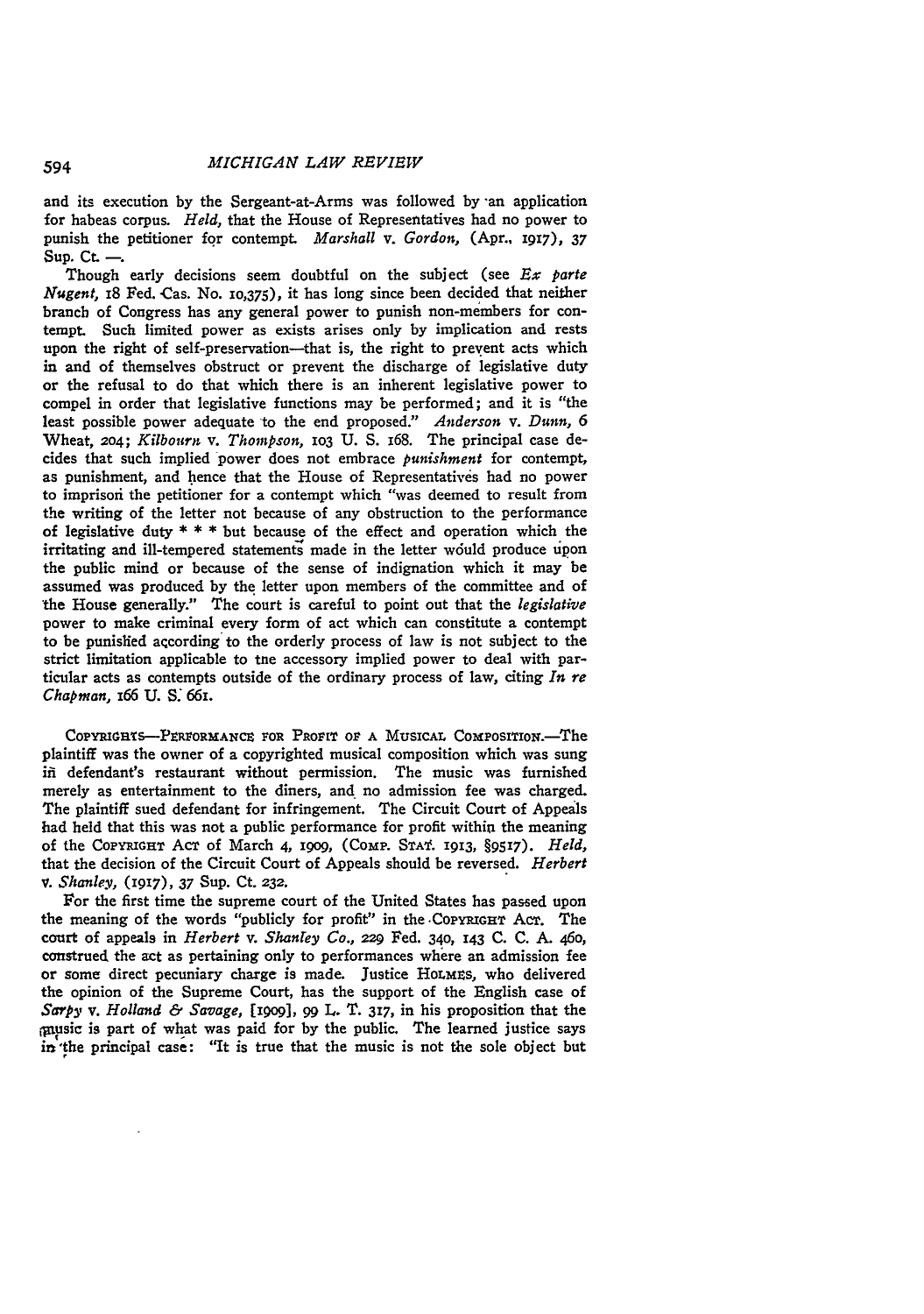and its execution by the Sergeant-at-Arms was followed by an application for habeas corpus. *Held,* that the House of Representatives had no power to punish the petitioner for contempt. *Marshall* v. *Gordon,* (Apr., 1917), 37 Sup. Ct. —.

Though early decisions seem doubtful on the subject (see *Ex parte Nugent,* 18 Fed. Cas. No. 10,375), it has long since been decided that neither branch of Congress has any general power to punish non-members for contempt. Such limited power as exists arises only by implication and rests upon the right of self-preservation—that is, the right to prevent acts which in and of themselves obstruct or prevent the discharge of legislative duty or the refusal to do that which there is an inherent legislative power to compel in order that legislative functions may be performed; and it is "the least possible power adequate to the end proposed." *Anderson* v. *Dunn,* 6 Wheat, 204; *Kilbourn* v. *Thompson,* 103 U. S. 168. The principal case decides that such implied power does not embrace *punishment* for contempt, as punishment, and hence that the House of Representatives had no power to imprison the petitioner for a contempt which "was deemed to result from the writing of the letter not because of any obstruction to the performance of legislative duty * * * but because of the effect and operation which the irritating and ill-tempered statements made in the letter would produce upon the public mind or because of the sense of indignation which it may be assumed was produced by the letter upon members of the committee and of the House generally." The court is careful to point out that the *legislative* power to make criminal every form of act which can constitute a contempt to be punished according to the orderly process of law is not subject to the strict limitation applicable to the accessory implied power to deal with particular acts as contempts outside of the ordinary process of law, citing *In re Chapman,* 166 U. S. 661.

COPYRIGHTS—PERFORMANCE FOR PROFIT OF A MUSICAL COMPOSITION.—The plaintiff was the owner of a copyrighted musical composition which was sung in defendant's restaurant without permission. The music was furnished merely as entertainment to the diners, and no admission fee was charged. The plaintiff sued defendant for infringement. The Circuit Court of Appeals had held that this was not a public performance for profit within the meaning of the COPYRIGHT ACT of March 4, 1909, (COMP. STAT. 1913, §9517). *Held,* that the decision of the Circuit Court of Appeals should be reversed. *Herbert* v. *Shanley,* (1917), 37 Sup. Ct. 232.

For the first time the supreme court of the United States has passed upon the meaning of the words "publicly for profit" in the COPYRIGHT ACT. The court of appeals in *Herbert* v. *Shanley Co.,* 229 Fed. 340, 143 C. C. A. 460, construed the act as pertaining only to performances where an admission fee or some direct pecuniary charge is made. Justice HOLMES, who delivered the opinion of the Supreme Court, has the support of the English case of *Sarpy* v. *Holland & Savage,* [1909], 99 L. T. 317, in his proposition that the music is part of what was paid for by the public. The learned justice says in the principal case: "It is true that the music is not the sole object but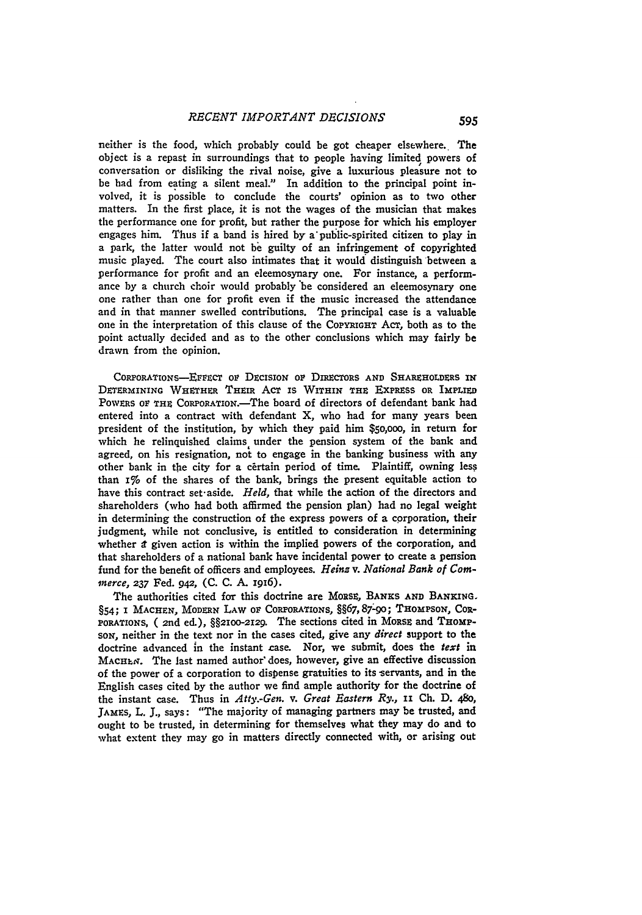neither is the food, which probably could be got cheaper elsewhere. The object is a repast in surroundings that to people having limited powers of conversation or disliking the rival noise, give a luxurious pleasure not to be had from eating a silent meal." In addition to the principal point involved, it is possible to conclude the courts' opinion as to two other matters. In the first place, it is not the wages of the musician that makes the performance one for profit, but rather the purpose for which his employer engages him. Thus if a band is hired by a public-spirited citizen to play in a park, the latter would not be guilty of an infringement of copyrighted music played. The court also intimates that it would distinguish between a performance for profit and an eleemosynary one. For instance, a performance by a church choir would probably be considered an eleemosynary one one rather than one for profit even if the music increased the attendance and in that manner swelled contributions. The principal case is a valuable one in the interpretation of this clause of the COPYRIGHT ACT, both as to the point actually decided and as to the other conclusions which may fairly be drawn from the opinion.

CORPORATIONS—EFFECT OF DECISION OF DIRECTORS AND SHAREHOLDERS IN DETERMINING WHETHER THEIR ACT IS WITHIN THE EXPRESS OR IMPLIED POWERS OF THE CORPORATION.—The board of directors of defendant bank had entered into a contract with defendant X, who had for many years been president of the institution, by which they paid him $50,000, in return for which he relinquished claims under the pension system of the bank and agreed, on his resignation, not to engage in the banking business with any other bank in the city for a certain period of time. Plaintiff, owning less than 1% of the shares of the bank, brings the present equitable action to have this contract set aside. *Held*, that while the action of the directors and shareholders (who had both affirmed the pension plan) had no legal weight in determining the construction of the express powers of a corporation, their judgment, while not conclusive, is entitled to consideration in determining whether a given action is within the implied powers of the corporation, and that shareholders of a national bank have incidental power to create a pension fund for the benefit of officers and employees. *Heinz* v. *National Bank of Commerce*, 237 Fed. 942, (C. C. A. 1916).

The authorities cited for this doctrine are MORSE, BANKS AND BANKING, §54; 1 MACHEN, MODERN LAW OF CORPORATIONS, §§67, 87-90; THOMPSON, CORPORATIONS, (2nd ed.), §§2100-2129. The sections cited in MORSE and THOMPSON, neither in the text nor in the cases cited, give any *direct* support to the doctrine advanced in the instant case. Nor, we submit, does the *text* in MACHEN. The last named author does, however, give an effective discussion of the power of a corporation to dispense gratuities to its servants, and in the English cases cited by the author we find ample authority for the doctrine of the instant case. Thus in *Atty.-Gen.* v. *Great Eastern Ry.*, 11 Ch. D. 480, JAMES, L. J., says: "The majority of managing partners may be trusted, and ought to be trusted, in determining for themselves what they may do and to what extent they may go in matters directly connected with, or arising out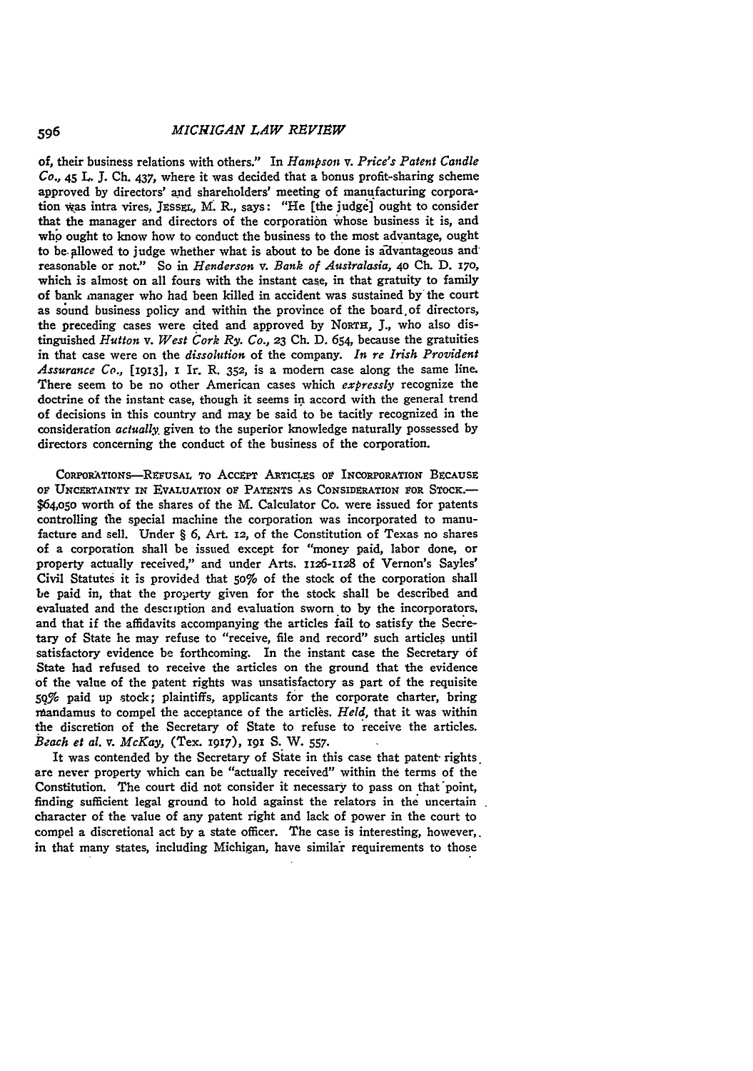of, their business relations with others." In *Hampson* v. *Price's Patent Candle Co.*, 45 L. J. Ch. 437, where it was decided that a bonus profit-sharing scheme approved by directors' and shareholders' meeting of manufacturing corporation was intra vires, JESSEL, M. R., says: "He [the judge] ought to consider that the manager and directors of the corporation whose business it is, and who ought to know how to conduct the business to the most advantage, ought to be allowed to judge whether what is about to be done is advantageous and reasonable or not." So in *Henderson* v. *Bank of Australasia*, 40 Ch. D. 170, which is almost on all fours with the instant case, in that gratuity to family of bank manager who had been killed in accident was sustained by the court as sound business policy and within the province of the board of directors, the preceding cases were cited and approved by NORTH, J., who also distinguished *Hutton* v. *West Cork Ry. Co.*, 23 Ch. D. 654, because the gratuities in that case were on the *dissolution* of the company. *In re Irish Provident Assurance Co.*, [1913], 1 Ir. R. 352, is a modern case along the same line. There seem to be no other American cases which *expressly* recognize the doctrine of the instant case, though it seems in accord with the general trend of decisions in this country and may be said to be tacitly recognized in the consideration *actually* given to the superior knowledge naturally possessed by directors concerning the conduct of the business of the corporation.

CORPORATIONS—REFUSAL TO ACCEPT ARTICLES OF INCORPORATION BECAUSE OF UNCERTAINTY IN EVALUATION OF PATENTS AS CONSIDERATION FOR STOCK.—$64,050 worth of the shares of the M. Calculator Co. were issued for patents controlling the special machine the corporation was incorporated to manufacture and sell. Under § 6, Art. 12, of the Constitution of Texas no shares of a corporation shall be issued except for "money paid, labor done, or property actually received," and under Arts. 1126-1128 of Vernon's Sayles' Civil Statutes it is provided that 50% of the stock of the corporation shall be paid in, that the property given for the stock shall be described and evaluated and the description and evaluation sworn to by the incorporators, and that if the affidavits accompanying the articles fail to satisfy the Secretary of State he may refuse to "receive, file and record" such articles until satisfactory evidence be forthcoming. In the instant case the Secretary of State had refused to receive the articles on the ground that the evidence of the value of the patent rights was unsatisfactory as part of the requisite 50% paid up stock; plaintiffs, applicants for the corporate charter, bring mandamus to compel the acceptance of the articles. *Held*, that it was within the discretion of the Secretary of State to refuse to receive the articles. *Beach et al.* v. *McKay*, (Tex. 1917), 191 S. W. 557.

It was contended by the Secretary of State in this case that patent rights are never property which can be "actually received" within the terms of the Constitution. The court did not consider it necessary to pass on that point, finding sufficient legal ground to hold against the relators in the uncertain character of the value of any patent right and lack of power in the court to compel a discretional act by a state officer. The case is interesting, however, in that many states, including Michigan, have similar requirements to those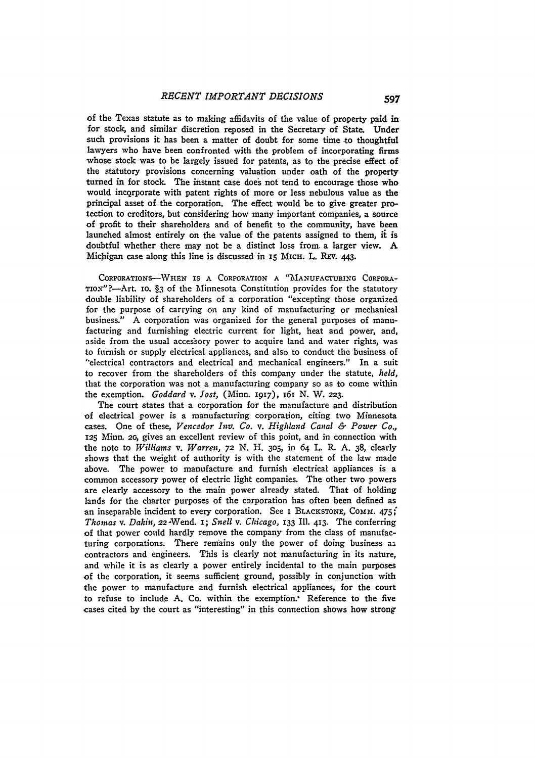of the Texas statute as to making affidavits of the value of property paid in for stock, and similar discretion reposed in the Secretary of State. Under such provisions it has been a matter of doubt for some time to thoughtful lawyers who have been confronted with the problem of incorporating firms whose stock was to be largely issued for patents, as to the precise effect of the statutory provisions concerning valuation under oath of the property turned in for stock. The instant case does not tend to encourage those who would incorporate with patent rights of more or less nebulous value as the principal asset of the corporation. The effect would be to give greater protection to creditors, but considering how many important companies, a source of profit to their shareholders and of benefit to the community, have been launched almost entirely on the value of the patents assigned to them, it is doubtful whether there may not be a distinct loss from a larger view. A Michigan case along this line is discussed in 15 MICH. L. REV. 443.

CORPORATIONS—WHEN IS A CORPORATION A "MANUFACTURING CORPORATION"?—Art. 10, §3 of the Minnesota Constitution provides for the statutory double liability of shareholders of a corporation "excepting those organized for the purpose of carrying on any kind of manufacturing or mechanical business." A corporation was organized for the general purposes of manufacturing and furnishing electric current for light, heat and power, and, aside from the usual accessory power to acquire land and water rights, was to furnish or supply electrical appliances, and also to conduct the business of "electrical contractors and electrical and mechanical engineers." In a suit to recover from the shareholders of this company under the statute, *held*, that the corporation was not a manufacturing company so as to come within the exemption. *Goddard* v. *Jost*, (Minn. 1917), 161 N. W. 223.

The court states that a corporation for the manufacture and distribution of electrical power is a manufacturing corporation, citing two Minnesota cases. One of these, *Vencedor Inv. Co.* v. *Highland Canal & Power Co.*, 125 Minn. 20, gives an excellent review of this point, and in connection with the note to *Williams* v. *Warren*, 72 N. H. 305, in 64 L. R. A. 38, clearly shows that the weight of authority is with the statement of the law made above. The power to manufacture and furnish electrical appliances is a common accessory power of electric light companies. The other two powers are clearly accessory to the main power already stated. That of holding lands for the charter purposes of the corporation has often been defined as an inseparable incident to every corporation. See 1 BLACKSTONE, COMM. 475; *Thomas* v. *Dakin*, 22 Wend. 1; *Snell* v. *Chicago*, 133 Ill. 413. The conferring of that power could hardly remove the company from the class of manufacturing corporations. There remains only the power of doing business as contractors and engineers. This is clearly not manufacturing in its nature, and while it is as clearly a power entirely incidental to the main purposes of the corporation, it seems sufficient ground, possibly in conjunction with the power to manufacture and furnish electrical appliances, for the court to refuse to include A. Co. within the exemption. Reference to the five cases cited by the court as "interesting" in this connection shows how strong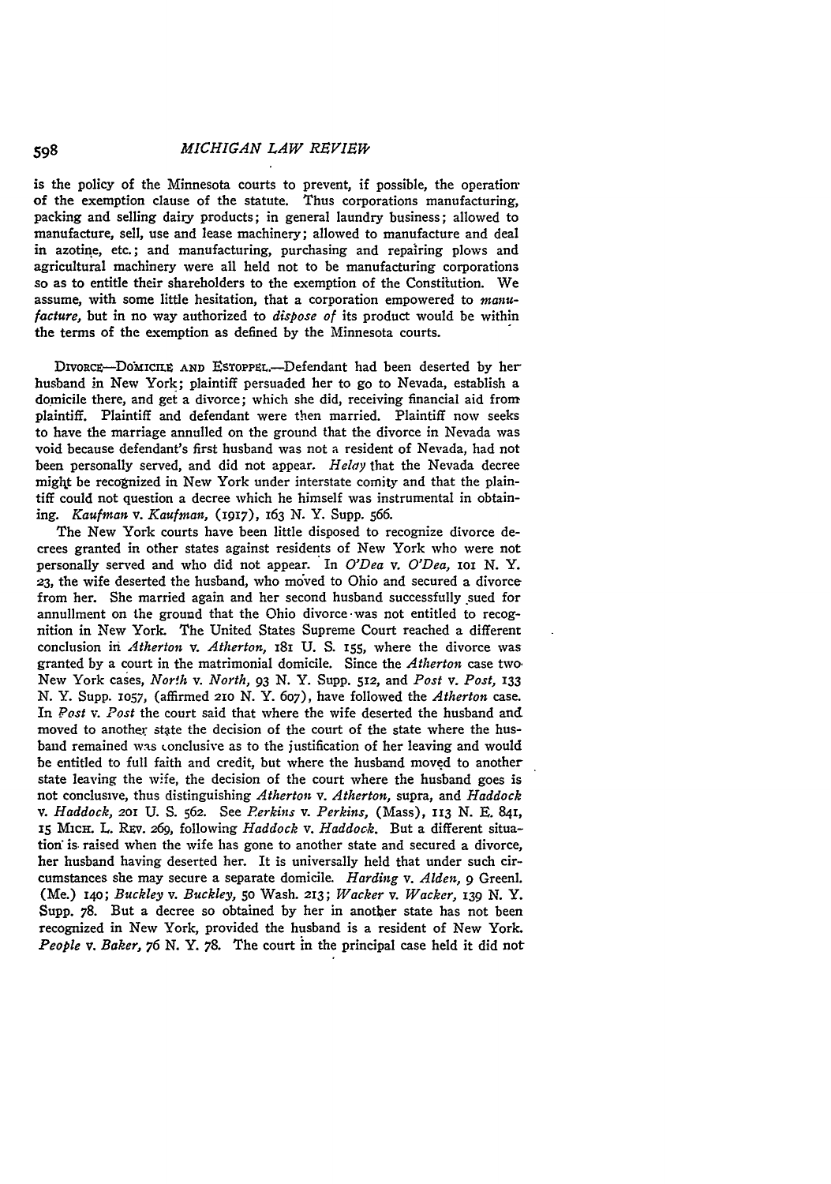is the policy of the Minnesota courts to prevent, if possible, the operation of the exemption clause of the statute. Thus corporations manufacturing, packing and selling dairy products; in general laundry business; allowed to manufacture, sell, use and lease machinery; allowed to manufacture and deal in azotine, etc.; and manufacturing, purchasing and repairing plows and agricultural machinery were all held not to be manufacturing corporations so as to entitle their shareholders to the exemption of the Constitution. We assume, with some little hesitation, that a corporation empowered to *manufacture*, but in no way authorized to *dispose of* its product would be within the terms of the exemption as defined by the Minnesota courts.

DIVORCE—DOMICILE AND ESTOPPEL.—Defendant had been deserted by her husband in New York; plaintiff persuaded her to go to Nevada, establish a domicile there, and get a divorce; which she did, receiving financial aid from plaintiff. Plaintiff and defendant were then married. Plaintiff now seeks to have the marriage annulled on the ground that the divorce in Nevada was void because defendant's first husband was not a resident of Nevada, had not been personally served, and did not appear. *Held* that the Nevada decree might be recognized in New York under interstate comity and that the plaintiff could not question a decree which he himself was instrumental in obtaining. *Kaufman* v. *Kaufman*, (1917), 163 N. Y. Supp. 566.

The New York courts have been little disposed to recognize divorce decrees granted in other states against residents of New York who were not personally served and who did not appear. In *O'Dea* v. *O'Dea*, 101 N. Y. 23, the wife deserted the husband, who moved to Ohio and secured a divorce from her. She married again and her second husband successfully sued for annullment on the ground that the Ohio divorce was not entitled to recognition in New York. The United States Supreme Court reached a different conclusion in *Atherton* v. *Atherton*, 181 U. S. 155, where the divorce was granted by a court in the matrimonial domicile. Since the *Atherton* case two New York cases, *North* v. *North*, 93 N. Y. Supp. 512, and *Post* v. *Post*, 133 N. Y. Supp. 1057, (affirmed 210 N. Y. 607), have followed the *Atherton* case. In *Post* v. *Post* the court said that where the wife deserted the husband and moved to another state the decision of the court of the state where the husband remained was conclusive as to the justification of her leaving and would be entitled to full faith and credit, but where the husband moved to another state leaving the wife, the decision of the court where the husband goes is not conclusive, thus distinguishing *Atherton* v. *Atherton*, supra, and *Haddock* v. *Haddock*, 201 U. S. 562. See *Perkins* v. *Perkins*, (Mass), 113 N. E. 841, 15 MICH. L. REV. 269, following *Haddock* v. *Haddock*. But a different situation is raised when the wife has gone to another state and secured a divorce, her husband having deserted her. It is universally held that under such circumstances she may secure a separate domicile. *Harding* v. *Alden*, 9 Greenl. (Me.) 140; *Buckley* v. *Buckley*, 50 Wash. 213; *Wacker* v. *Wacker*, 139 N. Y. Supp. 78. But a decree so obtained by her in another state has not been recognized in New York, provided the husband is a resident of New York. *People* v. *Baker*, 76 N. Y. 78. The court in the principal case held it did not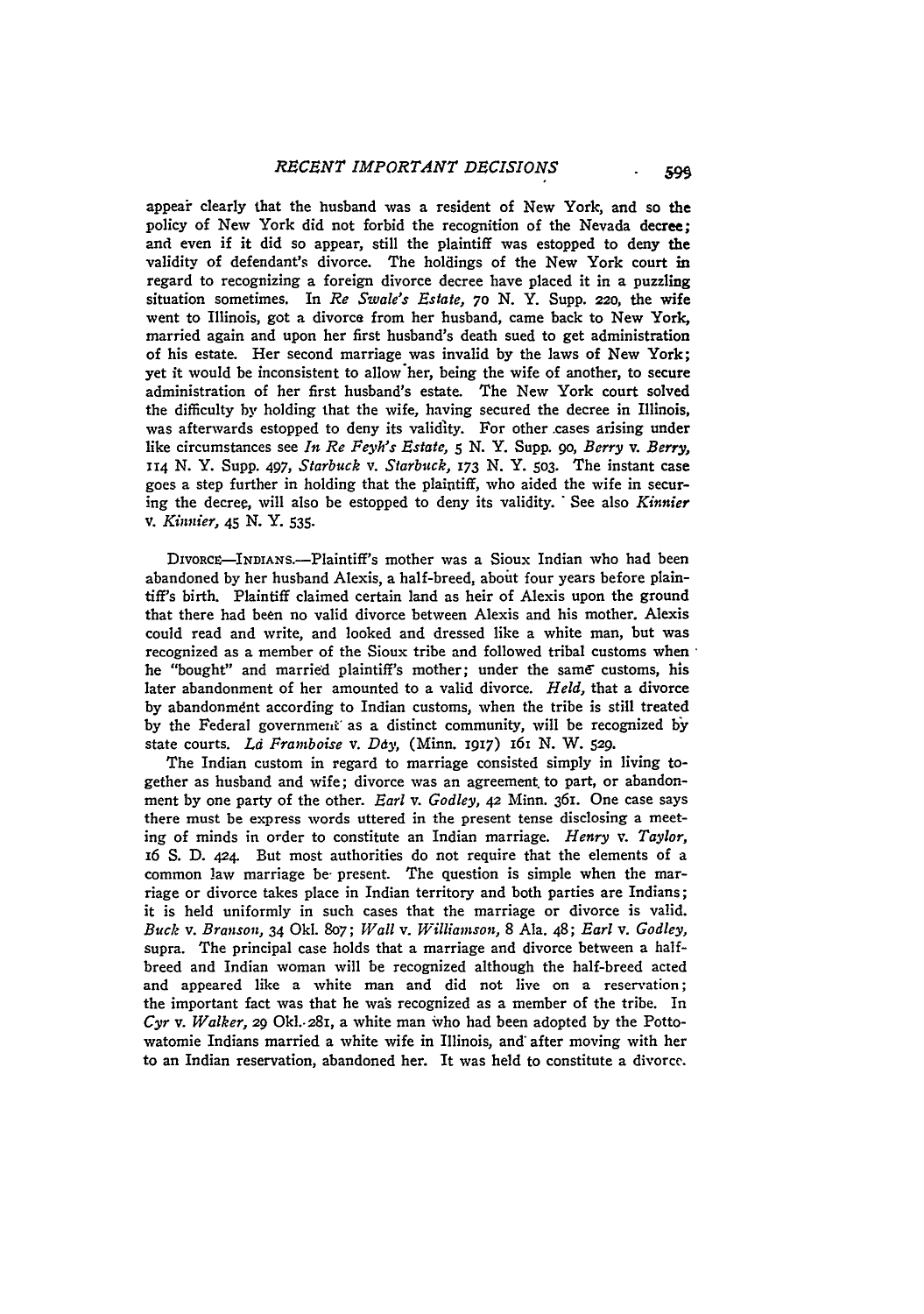appear clearly that the husband was a resident of New York, and so the policy of New York did not forbid the recognition of the Nevada decree; and even if it did so appear, still the plaintiff was estopped to deny the validity of defendant's divorce. The holdings of the New York court in regard to recognizing a foreign divorce decree have placed it in a puzzling situation sometimes. In *Re Swale's Estate,* 70 N. Y. Supp. 220, the wife went to Illinois, got a divorce from her husband, came back to New York, married again and upon her first husband's death sued to get administration of his estate. Her second marriage was invalid by the laws of New York; yet it would be inconsistent to allow her, being the wife of another, to secure administration of her first husband's estate. The New York court solved the difficulty by holding that the wife, having secured the decree in Illinois, was afterwards estopped to deny its validity. For other cases arising under like circumstances see *In Re Feyh's Estate,* 5 N. Y. Supp. 90, *Berry* v. *Berry,* 114 N. Y. Supp. 497, *Starbuck* v. *Starbuck,* 173 N. Y. 503. The instant case goes a step further in holding that the plaintiff, who aided the wife in securing the decree, will also be estopped to deny its validity. See also *Kinnier* v. *Kinnier,* 45 N. Y. 535.

DIVORCE—INDIANS.—Plaintiff's mother was a Sioux Indian who had been abandoned by her husband Alexis, a half-breed, about four years before plaintiff's birth. Plaintiff claimed certain land as heir of Alexis upon the ground that there had been no valid divorce between Alexis and his mother. Alexis could read and write, and looked and dressed like a white man, but was recognized as a member of the Sioux tribe and followed tribal customs when he "bought" and married plaintiff's mother; under the same customs, his later abandonment of her amounted to a valid divorce. *Held,* that a divorce by abandonment according to Indian customs, when the tribe is still treated by the Federal government as a distinct community, will be recognized by state courts. *La Framboise* v. *Day,* (Minn. 1917) 161 N. W. 529.

The Indian custom in regard to marriage consisted simply in living together as husband and wife; divorce was an agreement to part, or abandonment by one party of the other. *Earl* v. *Godley,* 42 Minn. 361. One case says there must be express words uttered in the present tense disclosing a meeting of minds in order to constitute an Indian marriage. *Henry* v. *Taylor,* 16 S. D. 424. But most authorities do not require that the elements of a common law marriage be present. The question is simple when the marriage or divorce takes place in Indian territory and both parties are Indians; it is held uniformly in such cases that the marriage or divorce is valid. *Buck* v. *Branson,* 34 Okl. 807; *Wall* v. *Williamson,* 8 Ala. 48; *Earl* v. *Godley,* supra. The principal case holds that a marriage and divorce between a half-breed and Indian woman will be recognized although the half-breed acted and appeared like a white man and did not live on a reservation; the important fact was that he was recognized as a member of the tribe. In *Cyr* v. *Walker,* 29 Okl. 281, a white man who had been adopted by the Pottowatomie Indians married a white wife in Illinois, and after moving with her to an Indian reservation, abandoned her. It was held to constitute a divorce.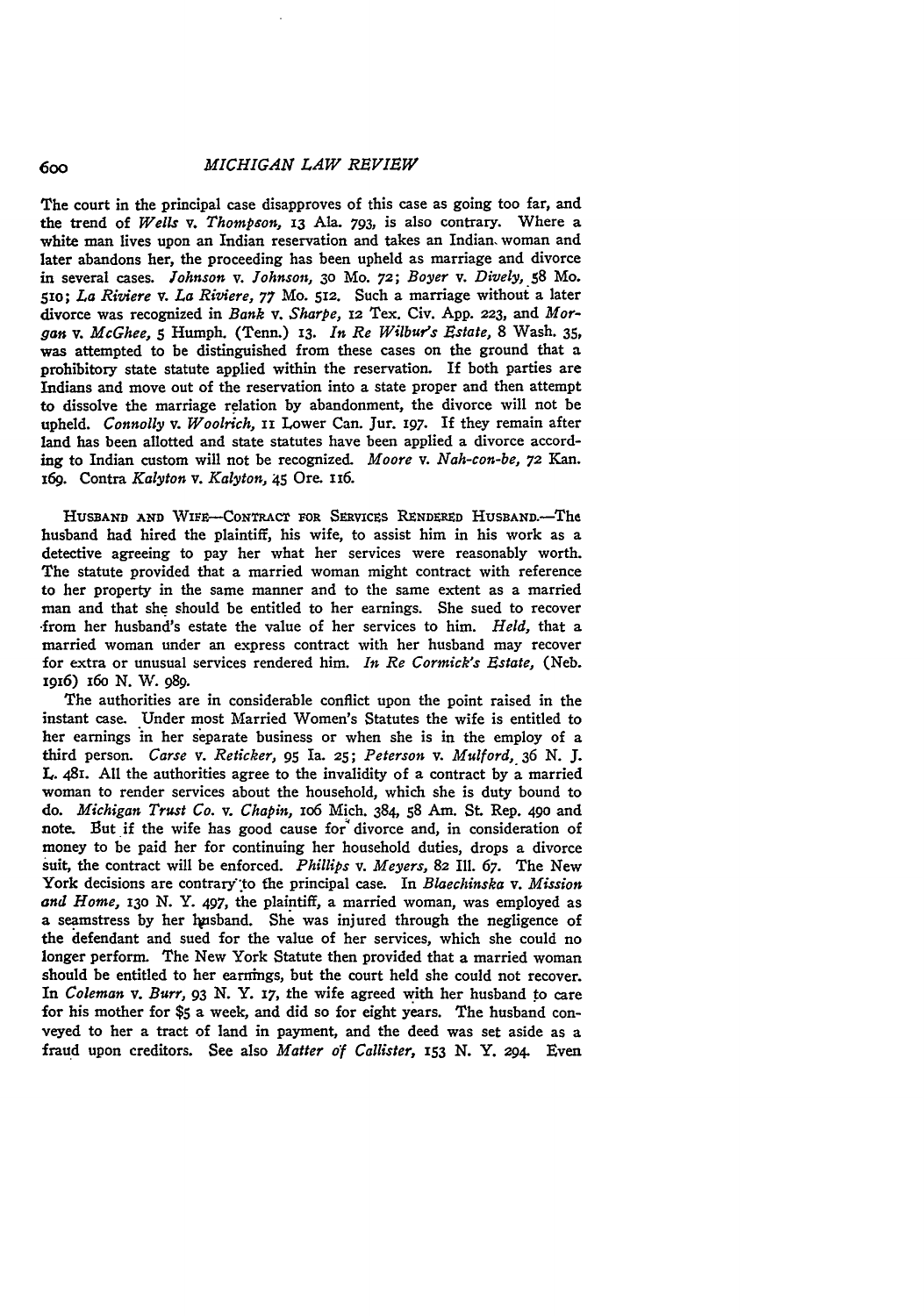The court in the principal case disapproves of this case as going too far, and the trend of *Wells* v. *Thompson*, 13 Ala. 793, is also contrary. Where a white man lives upon an Indian reservation and takes an Indian woman and later abandons her, the proceeding has been upheld as marriage and divorce in several cases. *Johnson* v. *Johnson*, 30 Mo. 72; *Boyer* v. *Dively*, 58 Mo. 510; *La Riviere* v. *La Riviere*, 77 Mo. 512. Such a marriage without a later divorce was recognized in *Bank* v. *Sharpe*, 12 Tex. Civ. App. 223, and *Morgan* v. *McGhee*, 5 Humph. (Tenn.) 13. *In Re Wilbur's Estate*, 8 Wash. 35, was attempted to be distinguished from these cases on the ground that a prohibitory state statute applied within the reservation. If both parties are Indians and move out of the reservation into a state proper and then attempt to dissolve the marriage relation by abandonment, the divorce will not be upheld. *Connolly* v. *Woolrich*, 11 Lower Can. Jur. 197. If they remain after land has been allotted and state statutes have been applied a divorce according to Indian custom will not be recognized. *Moore* v. *Nah-con-be*, 72 Kan. 169. Contra *Kalyton* v. *Kalyton*, 45 Ore. 116.

HUSBAND AND WIFE—CONTRACT FOR SERVICES RENDERED HUSBAND.—The husband had hired the plaintiff, his wife, to assist him in his work as a detective agreeing to pay her what her services were reasonably worth. The statute provided that a married woman might contract with reference to her property in the same manner and to the same extent as a married man and that she should be entitled to her earnings. She sued to recover from her husband's estate the value of her services to him. *Held*, that a married woman under an express contract with her husband may recover for extra or unusual services rendered him. *In Re Cormick's Estate*, (Neb. 1916) 160 N. W. 989.

The authorities are in considerable conflict upon the point raised in the instant case. Under most Married Women's Statutes the wife is entitled to her earnings in her separate business or when she is in the employ of a third person. *Carse* v. *Reticker*, 95 Ia. 25; *Peterson* v. *Mulford*, 36 N. J. L. 481. All the authorities agree to the invalidity of a contract by a married woman to render services about the household, which she is duty bound to do. *Michigan Trust Co.* v. *Chapin*, 106 Mich. 384, 58 Am. St. Rep. 490 and note. But if the wife has good cause for divorce and, in consideration of money to be paid her for continuing her household duties, drops a divorce suit, the contract will be enforced. *Phillips* v. *Meyers*, 82 Ill. 67. The New York decisions are contrary to the principal case. In *Blaechinska* v. *Mission and Home*, 130 N. Y. 497, the plaintiff, a married woman, was employed as a seamstress by her husband. She was injured through the negligence of the defendant and sued for the value of her services, which she could no longer perform. The New York Statute then provided that a married woman should be entitled to her earnings, but the court held she could not recover. In *Coleman* v. *Burr*, 93 N. Y. 17, the wife agreed with her husband to care for his mother for $5 a week, and did so for eight years. The husband conveyed to her a tract of land in payment, and the deed was set aside as a fraud upon creditors. See also *Matter of Callister*, 153 N. Y. 294. Even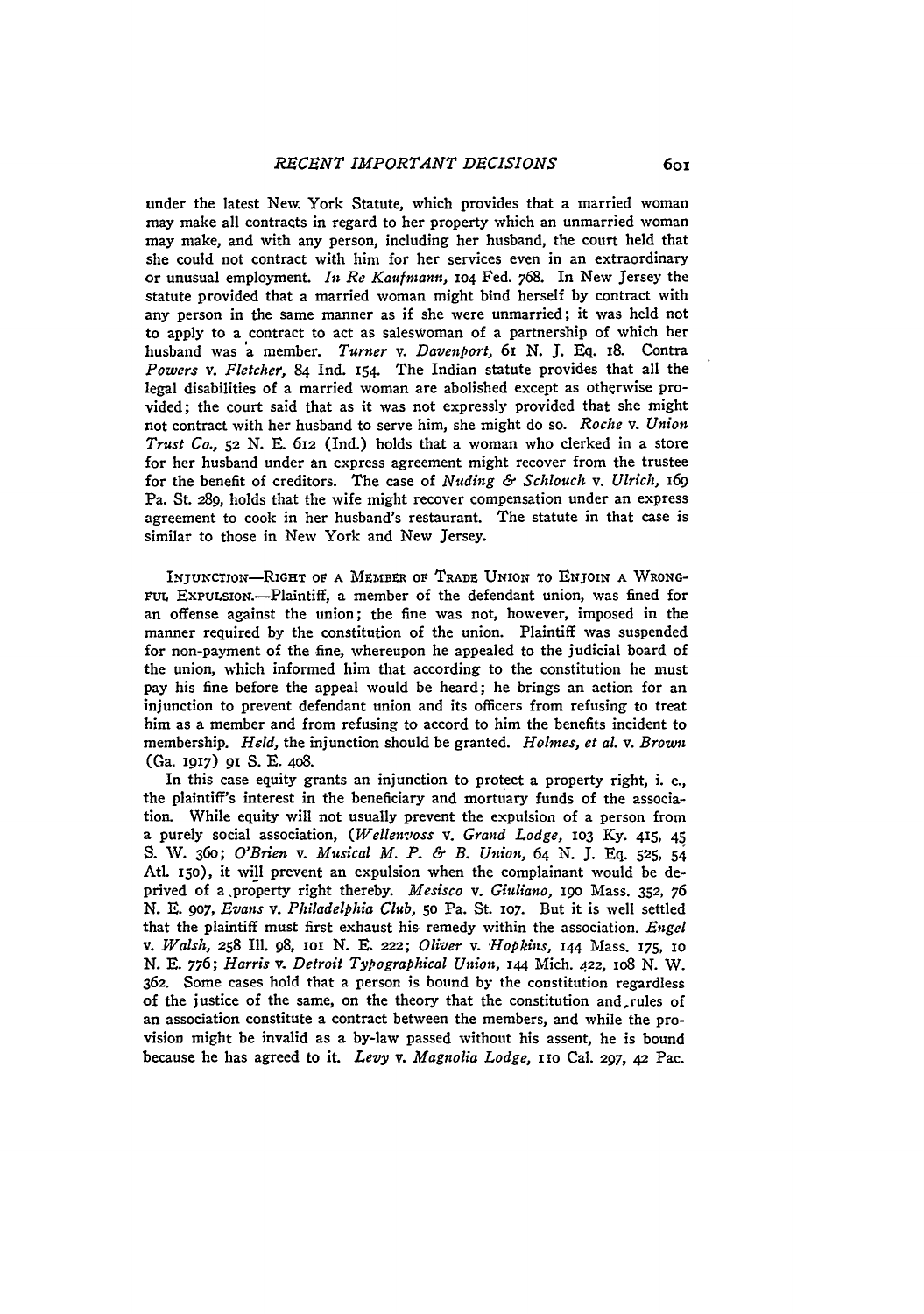under the latest New York Statute, which provides that a married woman may make all contracts in regard to her property which an unmarried woman may make, and with any person, including her husband, the court held that she could not contract with him for her services even in an extraordinary or unusual employment. *In Re Kaufmann*, 104 Fed. 768. In New Jersey the statute provided that a married woman might bind herself by contract with any person in the same manner as if she were unmarried; it was held not to apply to a contract to act as saleswoman of a partnership of which her husband was a member. *Turner* v. *Davenport*, 61 N. J. Eq. 18. Contra *Powers* v. *Fletcher*, 84 Ind. 154. The Indian statute provides that all the legal disabilities of a married woman are abolished except as otherwise provided; the court said that as it was not expressly provided that she might not contract with her husband to serve him, she might do so. *Roche* v. *Union Trust Co.*, 52 N. E. 612 (Ind.) holds that a woman who clerked in a store for her husband under an express agreement might recover from the trustee for the benefit of creditors. The case of *Nuding & Schlouch* v. *Ulrich*, 169 Pa. St. 289, holds that the wife might recover compensation under an express agreement to cook in her husband's restaurant. The statute in that case is similar to those in New York and New Jersey.

INJUNCTION—RIGHT OF A MEMBER OF TRADE UNION TO ENJOIN A WRONGFUL EXPULSION.—Plaintiff, a member of the defendant union, was fined for an offense against the union; the fine was not, however, imposed in the manner required by the constitution of the union. Plaintiff was suspended for non-payment of the fine, whereupon he appealed to the judicial board of the union, which informed him that according to the constitution he must pay his fine before the appeal would be heard; he brings an action for an injunction to prevent defendant union and its officers from refusing to treat him as a member and from refusing to accord to him the benefits incident to membership. *Held*, the injunction should be granted. *Holmes, et al.* v. *Brown* (Ga. 1917) 91 S. E. 408.

In this case equity grants an injunction to protect a property right, i. e., the plaintiff's interest in the beneficiary and mortuary funds of the association. While equity will not usually prevent the expulsion of a person from a purely social association, (*Wellenvoss* v. *Grand Lodge*, 103 Ky. 415, 45 S. W. 360; *O'Brien* v. *Musical M. P. & B. Union*, 64 N. J. Eq. 525, 54 Atl. 150), it will prevent an expulsion when the complainant would be deprived of a property right thereby. *Mesisco* v. *Giuliano*, 190 Mass. 352, 76 N. E. 907, *Evans* v. *Philadelphia Club*, 50 Pa. St. 107. But it is well settled that the plaintiff must first exhaust his remedy within the association. *Engel* v. *Walsh*, 258 Ill. 98, 101 N. E. 222; *Oliver* v. *Hopkins*, 144 Mass. 175, 10 N. E. 776; *Harris* v. *Detroit Typographical Union*, 144 Mich. 422, 108 N. W. 362. Some cases hold that a person is bound by the constitution regardless of the justice of the same, on the theory that the constitution and rules of an association constitute a contract between the members, and while the provision might be invalid as a by-law passed without his assent, he is bound because he has agreed to it. *Levy* v. *Magnolia Lodge*, 110 Cal. 297, 42 Pac.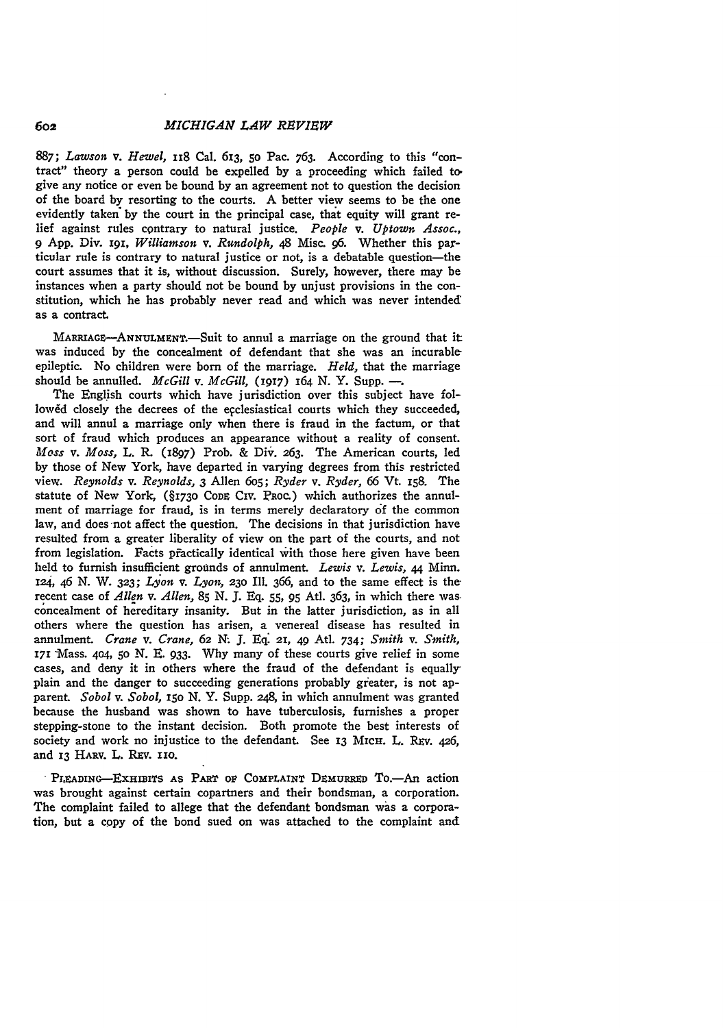887; *Lawson* v. *Hewel*, 118 Cal. 613, 50 Pac. 763. According to this "contract" theory a person could be expelled by a proceeding which failed to give any notice or even be bound by an agreement not to question the decision of the board by resorting to the courts. A better view seems to be the one evidently taken by the court in the principal case, that equity will grant relief against rules contrary to natural justice. *People* v. *Uptown Assoc.*, 9 App. Div. 191, *Williamson* v. *Rundolph*, 48 Misc. 96. Whether this particular rule is contrary to natural justice or not, is a debatable question—the court assumes that it is, without discussion. Surely, however, there may be instances when a party should not be bound by unjust provisions in the constitution, which he has probably never read and which was never intended as a contract.

MARRIAGE—ANNULMENT.—Suit to annul a marriage on the ground that it was induced by the concealment of defendant that she was an incurable epileptic. No children were born of the marriage. *Held*, that the marriage should be annulled. *McGill* v. *McGill*, (1917) 164 N. Y. Supp. —.

The English courts which have jurisdiction over this subject have followed closely the decrees of the ecclesiastical courts which they succeeded, and will annul a marriage only when there is fraud in the factum, or that sort of fraud which produces an appearance without a reality of consent. *Moss* v. *Moss*, L. R. (1897) Prob. & Div. 263. The American courts, led by those of New York, have departed in varying degrees from this restricted view. *Reynolds* v. *Reynolds*, 3 Allen 605; *Ryder* v. *Ryder*, 66 Vt. 158. The statute of New York, (§1730 CODE CIV. PROC.) which authorizes the annulment of marriage for fraud, is in terms merely declaratory of the common law, and does not affect the question. The decisions in that jurisdiction have resulted from a greater liberality of view on the part of the courts, and not from legislation. Facts practically identical with those here given have been held to furnish insufficient grounds of annulment. *Lewis* v. *Lewis*, 44 Minn. 124, 46 N. W. 323; *Lyon* v. *Lyon*, 230 Ill. 366, and to the same effect is the recent case of *Allen* v. *Allen*, 85 N. J. Eq. 55, 95 Atl. 363, in which there was concealment of hereditary insanity. But in the latter jurisdiction, as in all others where the question has arisen, a venereal disease has resulted in annulment. *Crane* v. *Crane*, 62 N. J. Eq. 21, 49 Atl. 734; *Smith* v. *Smith*, 171 Mass. 404, 50 N. E. 933. Why many of these courts give relief in some cases, and deny it in others where the fraud of the defendant is equally plain and the danger to succeeding generations probably greater, is not apparent. *Sobol* v. *Sobol*, 150 N. Y. Supp. 248, in which annulment was granted because the husband was shown to have tuberculosis, furnishes a proper stepping-stone to the instant decision. Both promote the best interests of society and work no injustice to the defendant. See 13 MICH. L. REV. 426, and 13 HARV. L. REV. 110.

PLEADING—EXHIBITS AS PART OF COMPLAINT DEMURRED TO.—An action was brought against certain copartners and their bondsman, a corporation. The complaint failed to allege that the defendant bondsman was a corporation, but a copy of the bond sued on was attached to the complaint and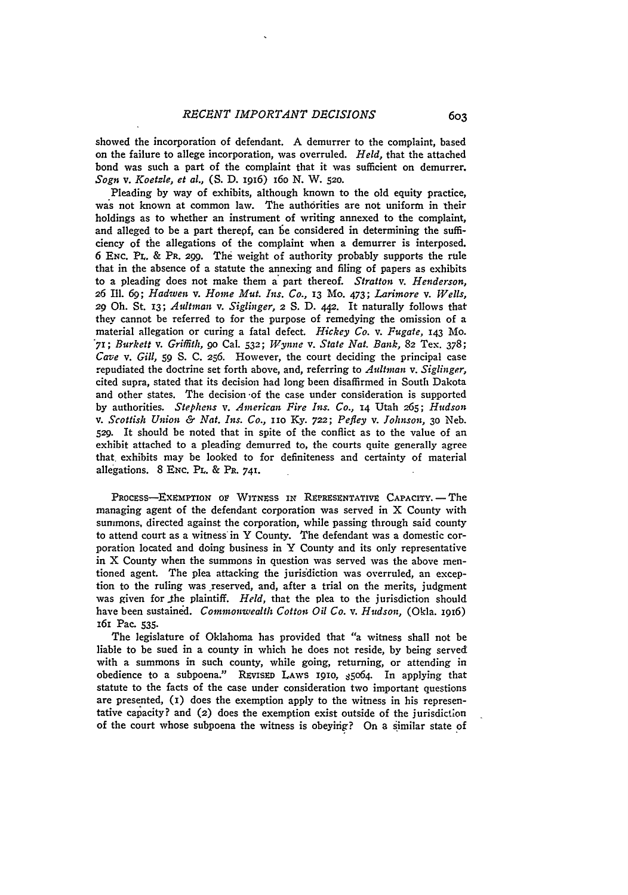showed the incorporation of defendant. A demurrer to the complaint, based on the failure to allege incorporation, was overruled. *Held,* that the attached bond was such a part of the complaint that it was sufficient on demurrer. *Sogn* v. *Koetzle, et al.,* (S. D. 1916) 160 N. W. 520.

Pleading by way of exhibits, although known to the old equity practice, was not known at common law. The authorities are not uniform in their holdings as to whether an instrument of writing annexed to the complaint, and alleged to be a part thereof, can be considered in determining the sufficiency of the allegations of the complaint when a demurrer is interposed. 6 ENC. PL. & PR. 299. The weight of authority probably supports the rule that in the absence of a statute the annexing and filing of papers as exhibits to a pleading does not make them a part thereof. *Stratton* v. *Henderson,* 26 Ill. 69; *Hadwen* v. *Home Mut. Ins. Co.,* 13 Mo. 473; *Larimore* v. *Wells,* 29 Oh. St. 13; *Aultman* v. *Siglinger,* 2 S. D. 442. It naturally follows that they cannot be referred to for the purpose of remedying the omission of a material allegation or curing a fatal defect. *Hickey Co.* v. *Fugate,* 143 Mo. 71; *Burkett* v. *Griffith,* 90 Cal. 532; *Wynne* v. *State Nat. Bank,* 82 Tex. 378; *Cave* v. *Gill,* 59 S. C. 256. However, the court deciding the principal case repudiated the doctrine set forth above, and, referring to *Aultman* v. *Siglinger,* cited supra, stated that its decision had long been disaffirmed in South Dakota and other states. The decision of the case under consideration is supported by authorities. *Stephens* v. *American Fire Ins. Co.,* 14 Utah 265; *Hudson* v. *Scottish Union & Nat. Ins. Co.,* 110 Ky. 722; *Pefley* v. *Johnson,* 30 Neb. 529. It should be noted that in spite of the conflict as to the value of an exhibit attached to a pleading demurred to, the courts quite generally agree that exhibits may be looked to for definiteness and certainty of material allegations. 8 ENC. PL. & PR. 741.

PROCESS—EXEMPTION OF WITNESS IN REPRESENTATIVE CAPACITY. — The managing agent of the defendant corporation was served in X County with summons, directed against the corporation, while passing through said county to attend court as a witness in Y County. The defendant was a domestic corporation located and doing business in Y County and its only representative in X County when the summons in question was served was the above mentioned agent. The plea attacking the jurisdiction was overruled, an exception to the ruling was reserved, and, after a trial on the merits, judgment was given for the plaintiff. *Held,* that the plea to the jurisdiction should have been sustained. *Commonwealth Cotton Oil Co.* v. *Hudson,* (Okla. 1916) 161 Pac. 535.

The legislature of Oklahoma has provided that "a witness shall not be liable to be sued in a county in which he does not reside, by being served with a summons in such county, while going, returning, or attending in obedience to a subpoena." REVISED LAWS 1910, §5064. In applying that statute to the facts of the case under consideration two important questions are presented, (1) does the exemption apply to the witness in his representative capacity? and (2) does the exemption exist outside of the jurisdiction of the court whose subpoena the witness is obeying? On a similar state of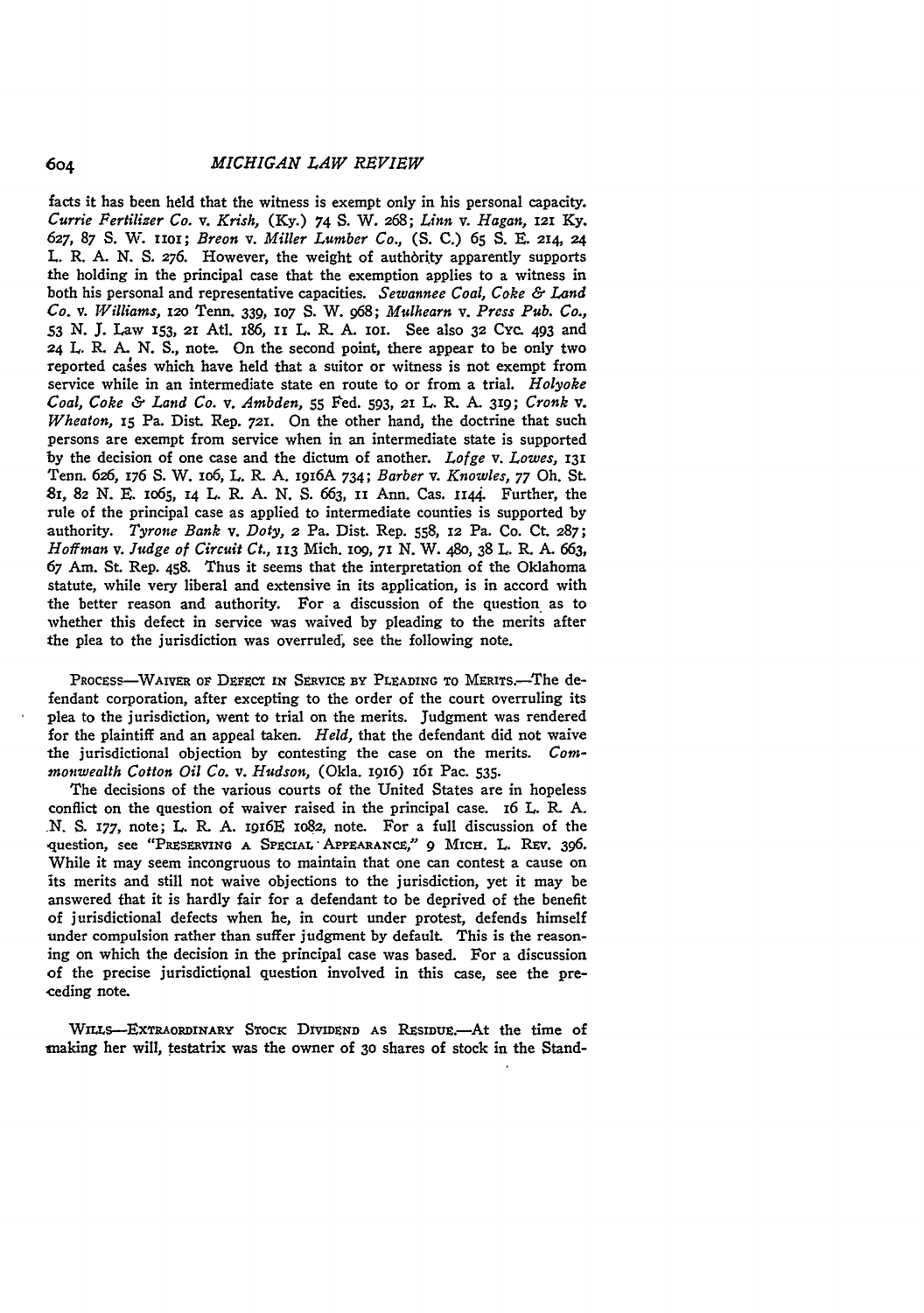facts it has been held that the witness is exempt only in his personal capacity. *Currie Fertilizer Co.* v. *Krish*, (Ky.) 74 S. W. 268; *Linn* v. *Hagan*, 121 Ky. 627, 87 S. W. 1101; *Breon* v. *Miller Lumber Co.*, (S. C.) 65 S. E. 214, 24 L. R. A. N. S. 276. However, the weight of authority apparently supports the holding in the principal case that the exemption applies to a witness in both his personal and representative capacities. *Sewannee Coal, Coke & Land Co.* v. *Williams*, 120 Tenn. 339, 107 S. W. 968; *Mulhearn* v. *Press Pub. Co.*, 53 N. J. Law 153, 21 Atl. 186, 11 L. R. A. 101. See also 32 Cyc. 493 and 24 L. R. A. N. S., note. On the second point, there appear to be only two reported cases which have held that a suitor or witness is not exempt from service while in an intermediate state en route to or from a trial. *Holyoke Coal, Coke & Land Co.* v. *Ambden*, 55 Fed. 593, 21 L. R. A. 319; *Cronk* v. *Wheaton*, 15 Pa. Dist. Rep. 721. On the other hand, the doctrine that such persons are exempt from service when in an intermediate state is supported by the decision of one case and the dictum of another. *Lofge* v. *Lowes*, 131 Tenn. 626, 176 S. W. 106, L. R. A. 1916A 734; *Barber* v. *Knowles*, 77 Oh. St. 81, 82 N. E. 1065, 14 L. R. A. N. S. 663, 11 Ann. Cas. 1144. Further, the rule of the principal case as applied to intermediate counties is supported by authority. *Tyrone Bank* v. *Doty*, 2 Pa. Dist. Rep. 558, 12 Pa. Co. Ct. 287; *Hoffman* v. *Judge of Circuit Ct.*, 113 Mich. 109, 71 N. W. 480, 38 L. R. A. 663, 67 Am. St. Rep. 458. Thus it seems that the interpretation of the Oklahoma statute, while very liberal and extensive in its application, is in accord with the better reason and authority. For a discussion of the question as to whether this defect in service was waived by pleading to the merits after the plea to the jurisdiction was overruled, see the following note.

PROCESS—WAIVER OF DEFECT IN SERVICE BY PLEADING TO MERITS.—The defendant corporation, after excepting to the order of the court overruling its plea to the jurisdiction, went to trial on the merits. Judgment was rendered for the plaintiff and an appeal taken. *Held*, that the defendant did not waive the jurisdictional objection by contesting the case on the merits. *Commonwealth Cotton Oil Co.* v. *Hudson*, (Okla. 1916) 161 Pac. 535.

The decisions of the various courts of the United States are in hopeless conflict on the question of waiver raised in the principal case. 16 L. R. A. N. S. 177, note; L. R. A. 1916E 1082, note. For a full discussion of the question, see "PRESERVING A SPECIAL APPEARANCE," 9 MICH. L. REV. 396. While it may seem incongruous to maintain that one can contest a cause on its merits and still not waive objections to the jurisdiction, yet it may be answered that it is hardly fair for a defendant to be deprived of the benefit of jurisdictional defects when he, in court under protest, defends himself under compulsion rather than suffer judgment by default. This is the reasoning on which the decision in the principal case was based. For a discussion of the precise jurisdictional question involved in this case, see the preceding note.

WILLS—EXTRAORDINARY STOCK DIVIDEND AS RESIDUE.—At the time of making her will, testatrix was the owner of 30 shares of stock in the Stand-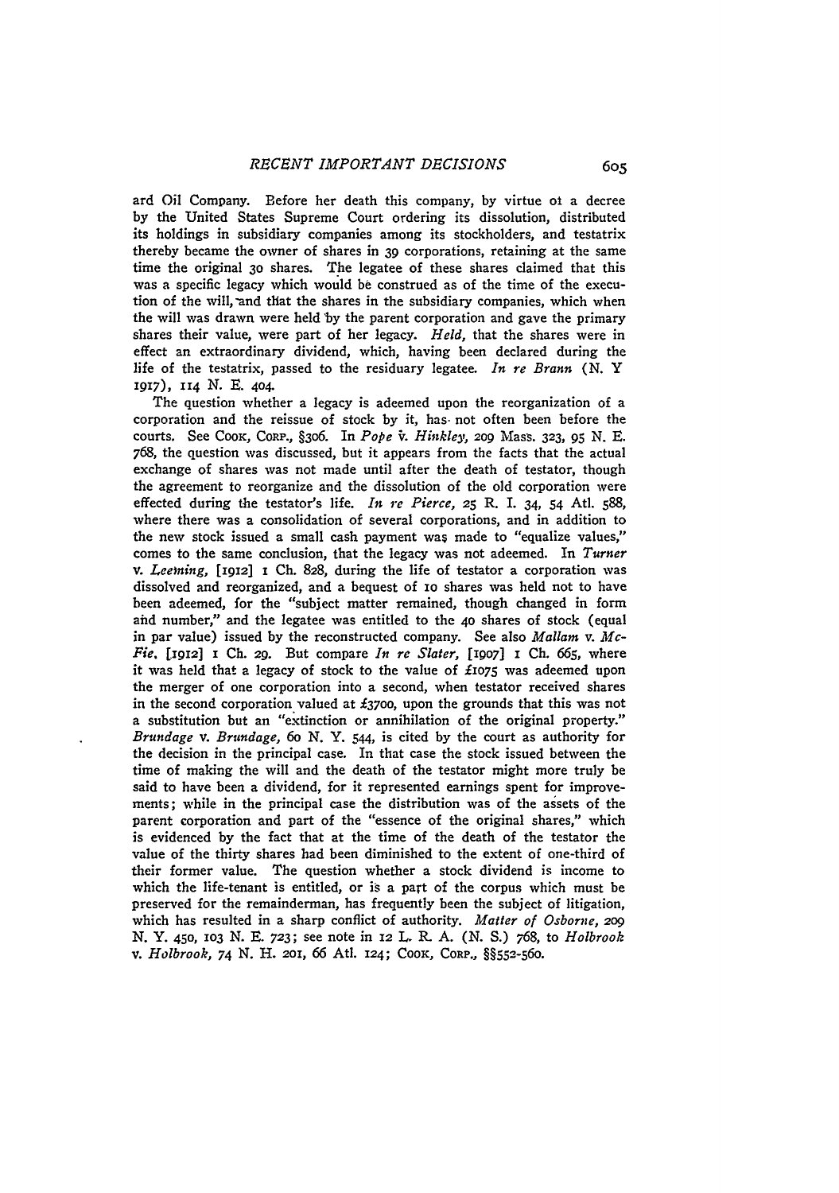ard Oil Company. Before her death this company, by virtue of a decree by the United States Supreme Court ordering its dissolution, distributed its holdings in subsidiary companies among its stockholders, and testatrix thereby became the owner of shares in 39 corporations, retaining at the same time the original 30 shares. The legatee of these shares claimed that this was a specific legacy which would be construed as of the time of the execution of the will, and that the shares in the subsidiary companies, which when the will was drawn were held by the parent corporation and gave the primary shares their value, were part of her legacy. *Held*, that the shares were in effect an extraordinary dividend, which, having been declared during the life of the testatrix, passed to the residuary legatee. *In re Brann* (N. Y. 1917), 114 N. E. 404.

The question whether a legacy is adeemed upon the reorganization of a corporation and the reissue of stock by it, has not often been before the courts. See Cook, Corp., §306. In *Pope v. Hinkley*, 209 Mass. 323, 95 N. E. 768, the question was discussed, but it appears from the facts that the actual exchange of shares was not made until after the death of testator, though the agreement to reorganize and the dissolution of the old corporation were effected during the testator's life. *In re Pierce*, 25 R. I. 34, 54 Atl. 588, where there was a consolidation of several corporations, and in addition to the new stock issued a small cash payment was made to "equalize values," comes to the same conclusion, that the legacy was not adeemed. In *Turner v. Leeming*, [1912] 1 Ch. 828, during the life of testator a corporation was dissolved and reorganized, and a bequest of 10 shares was held not to have been adeemed, for the "subject matter remained, though changed in form and number," and the legatee was entitled to the 40 shares of stock (equal in par value) issued by the reconstructed company. See also *Mallam v. McFie*, [1912] 1 Ch. 29. But compare *In re Slater*, [1907] 1 Ch. 665, where it was held that a legacy of stock to the value of £1075 was adeemed upon the merger of one corporation into a second, when testator received shares in the second corporation valued at £3700, upon the grounds that this was not a substitution but an "extinction or annihilation of the original property." *Brundage v. Brundage*, 60 N. Y. 544, is cited by the court as authority for the decision in the principal case. In that case the stock issued between the time of making the will and the death of the testator might more truly be said to have been a dividend, for it represented earnings spent for improvements; while in the principal case the distribution was of the assets of the parent corporation and part of the "essence of the original shares," which is evidenced by the fact that at the time of the death of the testator the value of the thirty shares had been diminished to the extent of one-third of their former value. The question whether a stock dividend is income to which the life-tenant is entitled, or is a part of the corpus which must be preserved for the remainderman, has frequently been the subject of litigation, which has resulted in a sharp conflict of authority. *Matter of Osborne*, 209 N. Y. 450, 103 N. E. 723; see note in 12 L. R. A. (N. S.) 768, to *Holbrook v. Holbrook*, 74 N. H. 201, 66 Atl. 124; Cook, Corp., §§552-560.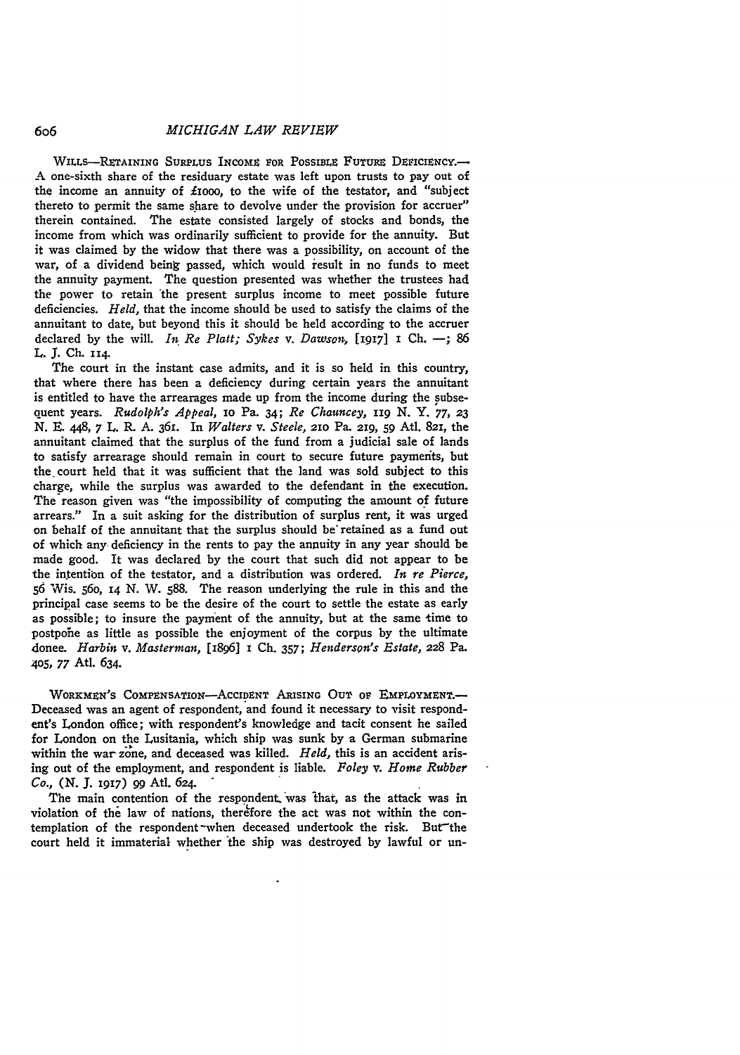WILLS—RETAINING SURPLUS INCOME FOR POSSIBLE FUTURE DEFICIENCY.—A one-sixth share of the residuary estate was left upon trusts to pay out of the income an annuity of £1000, to the wife of the testator, and "subject thereto to permit the same share to devolve under the provision for accruer" therein contained. The estate consisted largely of stocks and bonds, the income from which was ordinarily sufficient to provide for the annuity. But it was claimed by the widow that there was a possibility, on account of the war, of a dividend being passed, which would result in no funds to meet the annuity payment. The question presented was whether the trustees had the power to retain the present surplus income to meet possible future deficiencies. *Held*, that the income should be used to satisfy the claims of the annuitant to date, but beyond this it should be held according to the accruer declared by the will. *In Re Platt; Sykes* v. *Dawson*, [1917] 1 Ch. —; 86 L. J. Ch. 114.

The court in the instant case admits, and it is so held in this country, that where there has been a deficiency during certain years the annuitant is entitled to have the arrearages made up from the income during the subsequent years. *Rudolph's Appeal*, 10 Pa. 34; *Re Chauncey*, 119 N. Y. 77, 23 N. E. 448, 7 L. R. A. 361. In *Walters* v. *Steele*, 210 Pa. 219, 59 Atl. 821, the annuitant claimed that the surplus of the fund from a judicial sale of lands to satisfy arrearage should remain in court to secure future payments, but the court held that it was sufficient that the land was sold subject to this charge, while the surplus was awarded to the defendant in the execution. The reason given was "the impossibility of computing the amount of future arrears." In a suit asking for the distribution of surplus rent, it was urged on behalf of the annuitant that the surplus should be retained as a fund out of which any deficiency in the rents to pay the annuity in any year should be made good. It was declared by the court that such did not appear to be the intention of the testator, and a distribution was ordered. *In re Pierce*, 56 Wis. 560, 14 N. W. 588. The reason underlying the rule in this and the principal case seems to be the desire of the court to settle the estate as early as possible; to insure the payment of the annuity, but at the same time to postpone as little as possible the enjoyment of the corpus by the ultimate donee. *Harbin* v. *Masterman*, [1896] 1 Ch. 357; *Henderson's Estate*, 228 Pa. 405, 77 Atl. 634.

WORKMEN'S COMPENSATION—ACCIDENT ARISING OUT OF EMPLOYMENT.—Deceased was an agent of respondent, and found it necessary to visit respondent's London office; with respondent's knowledge and tacit consent he sailed for London on the Lusitania, which ship was sunk by a German submarine within the war zone, and deceased was killed. *Held*, this is an accident arising out of the employment, and respondent is liable. *Foley* v. *Home Rubber Co.*, (N. J. 1917) 99 Atl. 624.

The main contention of the respondent was that, as the attack was in violation of the law of nations, therefore the act was not within the contemplation of the respondent when deceased undertook the risk. But the court held it immaterial whether the ship was destroyed by lawful or un-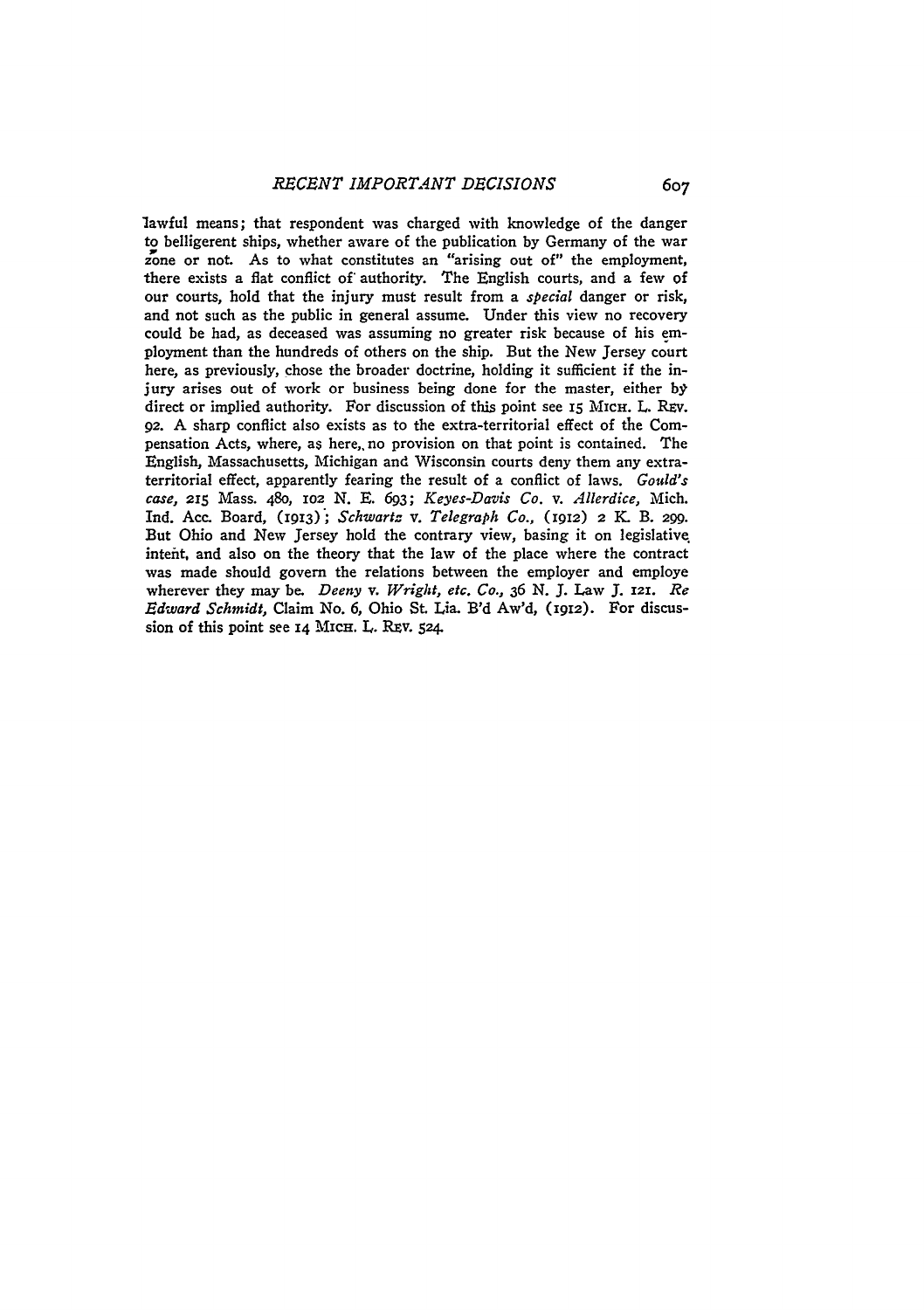lawful means; that respondent was charged with knowledge of the danger to belligerent ships, whether aware of the publication by Germany of the war zone or not. As to what constitutes an "arising out of" the employment, there exists a flat conflict of authority. The English courts, and a few of our courts, hold that the injury must result from a *special* danger or risk, and not such as the public in general assume. Under this view no recovery could be had, as deceased was assuming no greater risk because of his employment than the hundreds of others on the ship. But the New Jersey court here, as previously, chose the broader doctrine, holding it sufficient if the injury arises out of work or business being done for the master, either by direct or implied authority. For discussion of this point see 15 MICH. L. REV. 92. A sharp conflict also exists as to the extra-territorial effect of the Compensation Acts, where, as here, no provision on that point is contained. The English, Massachusetts, Michigan and Wisconsin courts deny them any extra-territorial effect, apparently fearing the result of a conflict of laws. *Gould's case,* 215 Mass. 480, 102 N. E. 693; *Keyes-Davis Co.* v. *Allerdice,* Mich. Ind. Acc. Board, (1913); *Schwartz* v. *Telegraph Co.,* (1912) 2 K. B. 299. But Ohio and New Jersey hold the contrary view, basing it on legislative intent, and also on the theory that the law of the place where the contract was made should govern the relations between the employer and employe wherever they may be. *Deeny* v. *Wright, etc. Co.,* 36 N. J. Law J. 121. *Re Edward Schmidt,* Claim No. 6, Ohio St. Lia. B'd Aw'd, (1912). For discussion of this point see 14 MICH. L. REV. 524.